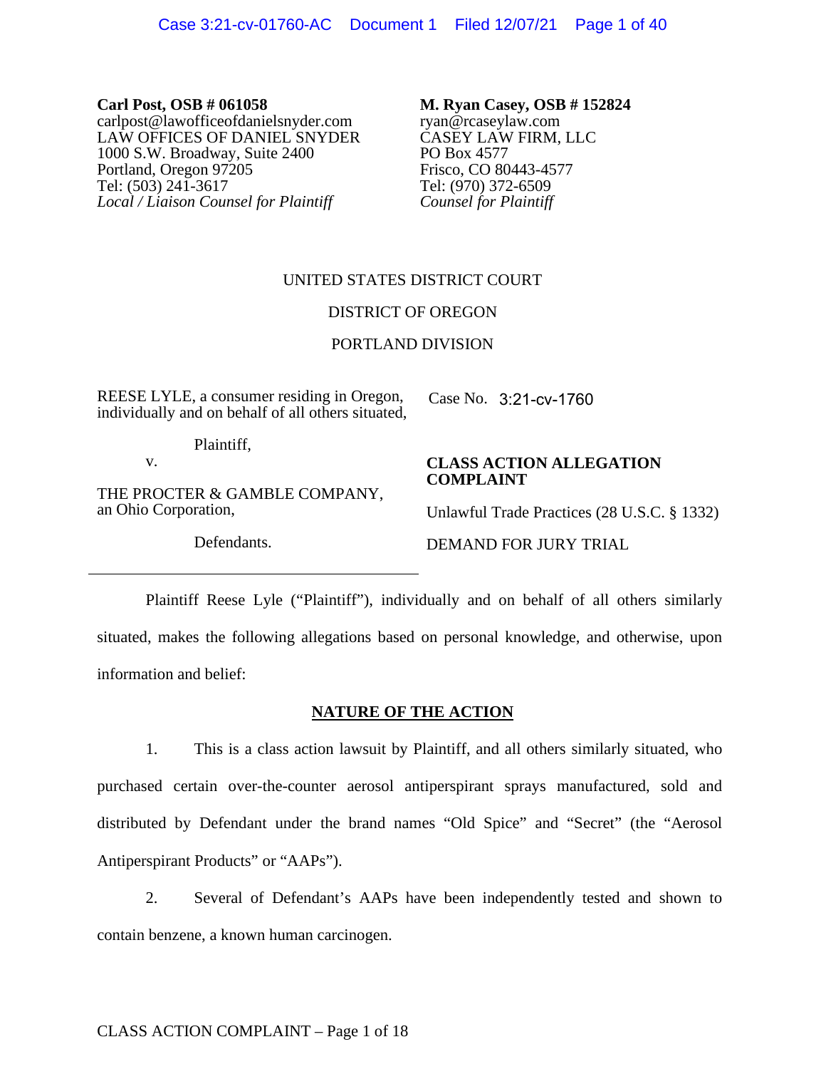**Carl Post, OSB # 061058**
carlpost@lawofficeofdanielsnyder.com
LAW OFFICES OF DANIEL SNYDER
1000 S.W. Broadway, Suite 2400
Portland, Oregon 97205
Tel: (503) 241-3617
*Local / Liaison Counsel for Plaintiff*

**M. Ryan Casey, OSB # 152824**
ryan@rcaseylaw.com
CASEY LAW FIRM, LLC
PO Box 4577
Frisco, CO 80443-4577
Tel: (970) 372-6509
*Counsel for Plaintiff*

UNITED STATES DISTRICT COURT

DISTRICT OF OREGON

PORTLAND DIVISION

REESE LYLE, a consumer residing in Oregon, individually and on behalf of all others situated,

Plaintiff,

v.

THE PROCTER & GAMBLE COMPANY, an Ohio Corporation,

Defendants.

Case No. 3:21-cv-1760

**CLASS ACTION ALLEGATION COMPLAINT**

Unlawful Trade Practices (28 U.S.C. § 1332)

DEMAND FOR JURY TRIAL

Plaintiff Reese Lyle ("Plaintiff"), individually and on behalf of all others similarly situated, makes the following allegations based on personal knowledge, and otherwise, upon information and belief:

## NATURE OF THE ACTION

1. This is a class action lawsuit by Plaintiff, and all others similarly situated, who purchased certain over-the-counter aerosol antiperspirant sprays manufactured, sold and distributed by Defendant under the brand names "Old Spice" and "Secret" (the "Aerosol Antiperspirant Products" or "AAPs").

2. Several of Defendant's AAPs have been independently tested and shown to contain benzene, a known human carcinogen.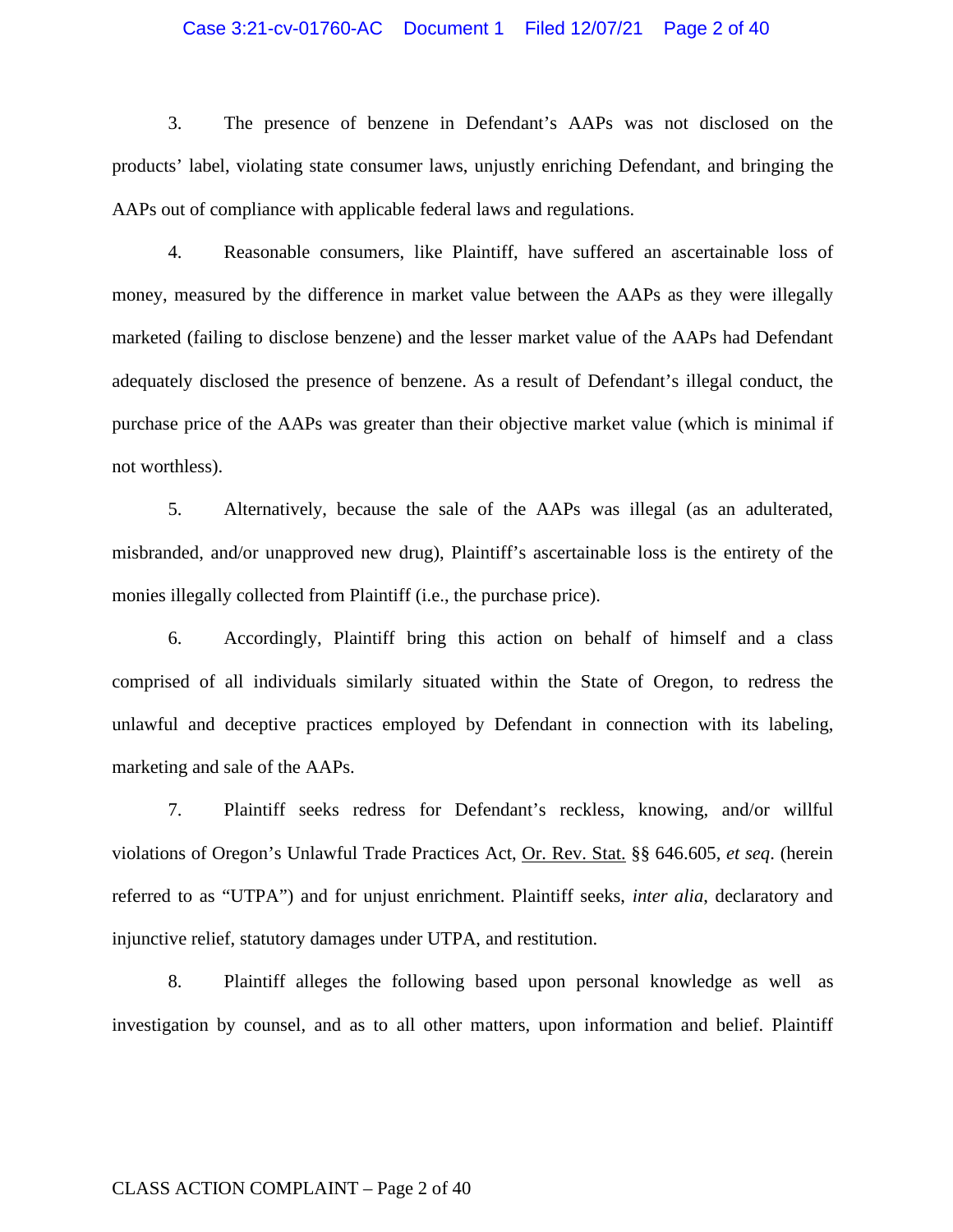3. The presence of benzene in Defendant's AAPs was not disclosed on the products' label, violating state consumer laws, unjustly enriching Defendant, and bringing the AAPs out of compliance with applicable federal laws and regulations.

4. Reasonable consumers, like Plaintiff, have suffered an ascertainable loss of money, measured by the difference in market value between the AAPs as they were illegally marketed (failing to disclose benzene) and the lesser market value of the AAPs had Defendant adequately disclosed the presence of benzene. As a result of Defendant's illegal conduct, the purchase price of the AAPs was greater than their objective market value (which is minimal if not worthless).

5. Alternatively, because the sale of the AAPs was illegal (as an adulterated, misbranded, and/or unapproved new drug), Plaintiff's ascertainable loss is the entirety of the monies illegally collected from Plaintiff (i.e., the purchase price).

6. Accordingly, Plaintiff bring this action on behalf of himself and a class comprised of all individuals similarly situated within the State of Oregon, to redress the unlawful and deceptive practices employed by Defendant in connection with its labeling, marketing and sale of the AAPs.

7. Plaintiff seeks redress for Defendant's reckless, knowing, and/or willful violations of Oregon's Unlawful Trade Practices Act, Or. Rev. Stat. §§ 646.605, *et seq*. (herein referred to as "UTPA") and for unjust enrichment. Plaintiff seeks, *inter alia*, declaratory and injunctive relief, statutory damages under UTPA, and restitution.

8. Plaintiff alleges the following based upon personal knowledge as well as investigation by counsel, and as to all other matters, upon information and belief. Plaintiff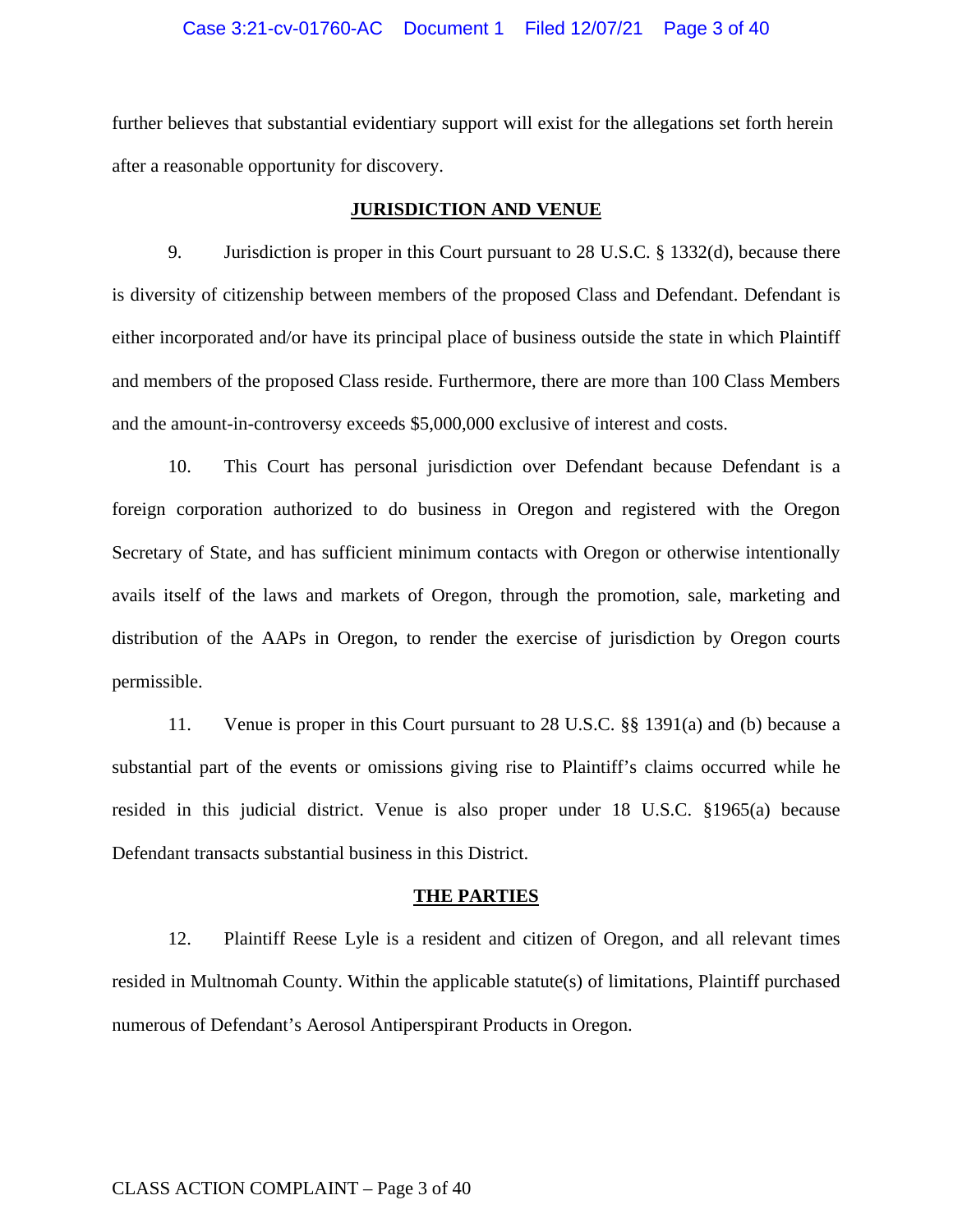further believes that substantial evidentiary support will exist for the allegations set forth herein after a reasonable opportunity for discovery.

## JURISDICTION AND VENUE

9. Jurisdiction is proper in this Court pursuant to 28 U.S.C. § 1332(d), because there is diversity of citizenship between members of the proposed Class and Defendant. Defendant is either incorporated and/or have its principal place of business outside the state in which Plaintiff and members of the proposed Class reside. Furthermore, there are more than 100 Class Members and the amount-in-controversy exceeds $5,000,000 exclusive of interest and costs.

10. This Court has personal jurisdiction over Defendant because Defendant is a foreign corporation authorized to do business in Oregon and registered with the Oregon Secretary of State, and has sufficient minimum contacts with Oregon or otherwise intentionally avails itself of the laws and markets of Oregon, through the promotion, sale, marketing and distribution of the AAPs in Oregon, to render the exercise of jurisdiction by Oregon courts permissible.

11. Venue is proper in this Court pursuant to 28 U.S.C. §§ 1391(a) and (b) because a substantial part of the events or omissions giving rise to Plaintiff's claims occurred while he resided in this judicial district. Venue is also proper under 18 U.S.C. §1965(a) because Defendant transacts substantial business in this District.

## THE PARTIES

12. Plaintiff Reese Lyle is a resident and citizen of Oregon, and all relevant times resided in Multnomah County. Within the applicable statute(s) of limitations, Plaintiff purchased numerous of Defendant's Aerosol Antiperspirant Products in Oregon.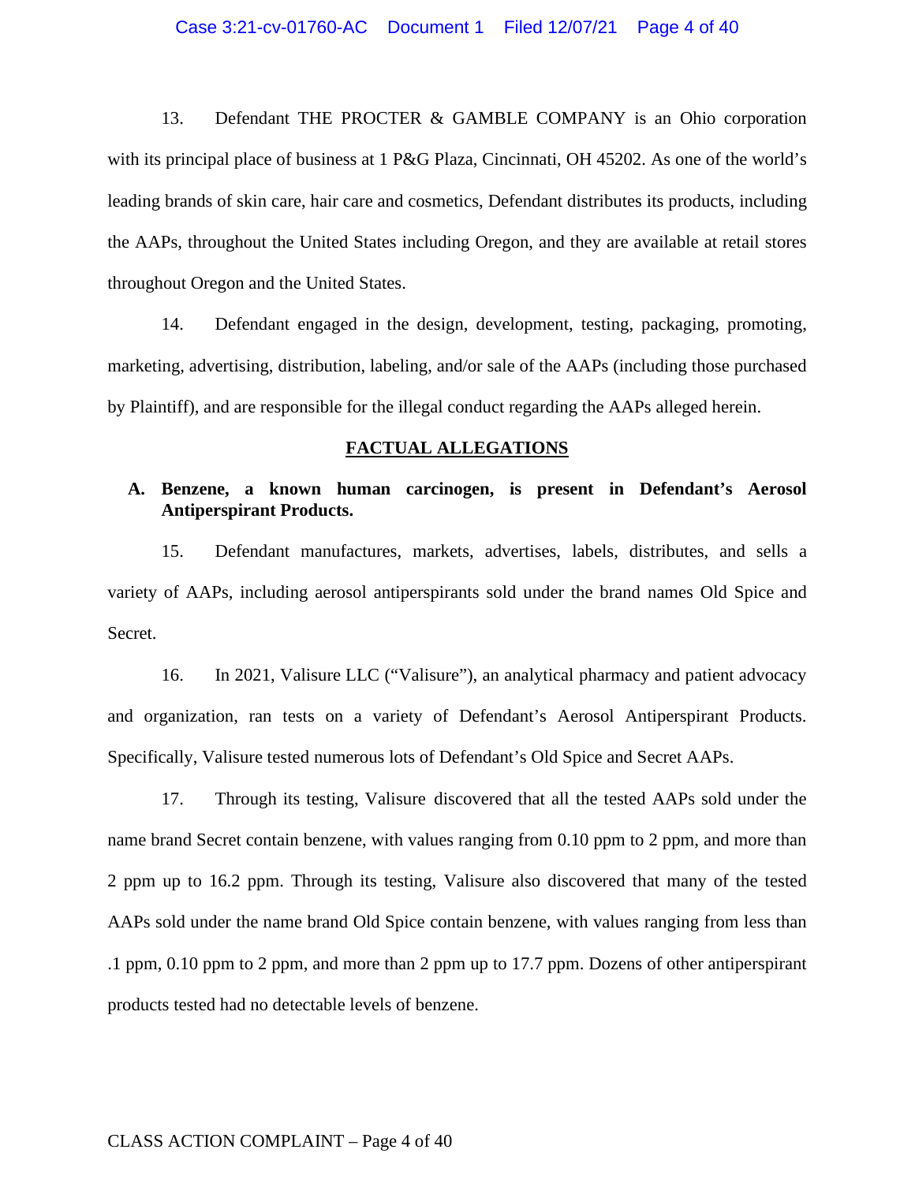13. Defendant THE PROCTER & GAMBLE COMPANY is an Ohio corporation with its principal place of business at 1 P&G Plaza, Cincinnati, OH 45202. As one of the world's leading brands of skin care, hair care and cosmetics, Defendant distributes its products, including the AAPs, throughout the United States including Oregon, and they are available at retail stores throughout Oregon and the United States.

14. Defendant engaged in the design, development, testing, packaging, promoting, marketing, advertising, distribution, labeling, and/or sale of the AAPs (including those purchased by Plaintiff), and are responsible for the illegal conduct regarding the AAPs alleged herein.

## FACTUAL ALLEGATIONS

### A. Benzene, a known human carcinogen, is present in Defendant's Aerosol Antiperspirant Products.

15. Defendant manufactures, markets, advertises, labels, distributes, and sells a variety of AAPs, including aerosol antiperspirants sold under the brand names Old Spice and Secret.

16. In 2021, Valisure LLC ("Valisure"), an analytical pharmacy and patient advocacy and organization, ran tests on a variety of Defendant's Aerosol Antiperspirant Products. Specifically, Valisure tested numerous lots of Defendant's Old Spice and Secret AAPs.

17. Through its testing, Valisure discovered that all the tested AAPs sold under the name brand Secret contain benzene, with values ranging from 0.10 ppm to 2 ppm, and more than 2 ppm up to 16.2 ppm. Through its testing, Valisure also discovered that many of the tested AAPs sold under the name brand Old Spice contain benzene, with values ranging from less than .1 ppm, 0.10 ppm to 2 ppm, and more than 2 ppm up to 17.7 ppm. Dozens of other antiperspirant products tested had no detectable levels of benzene.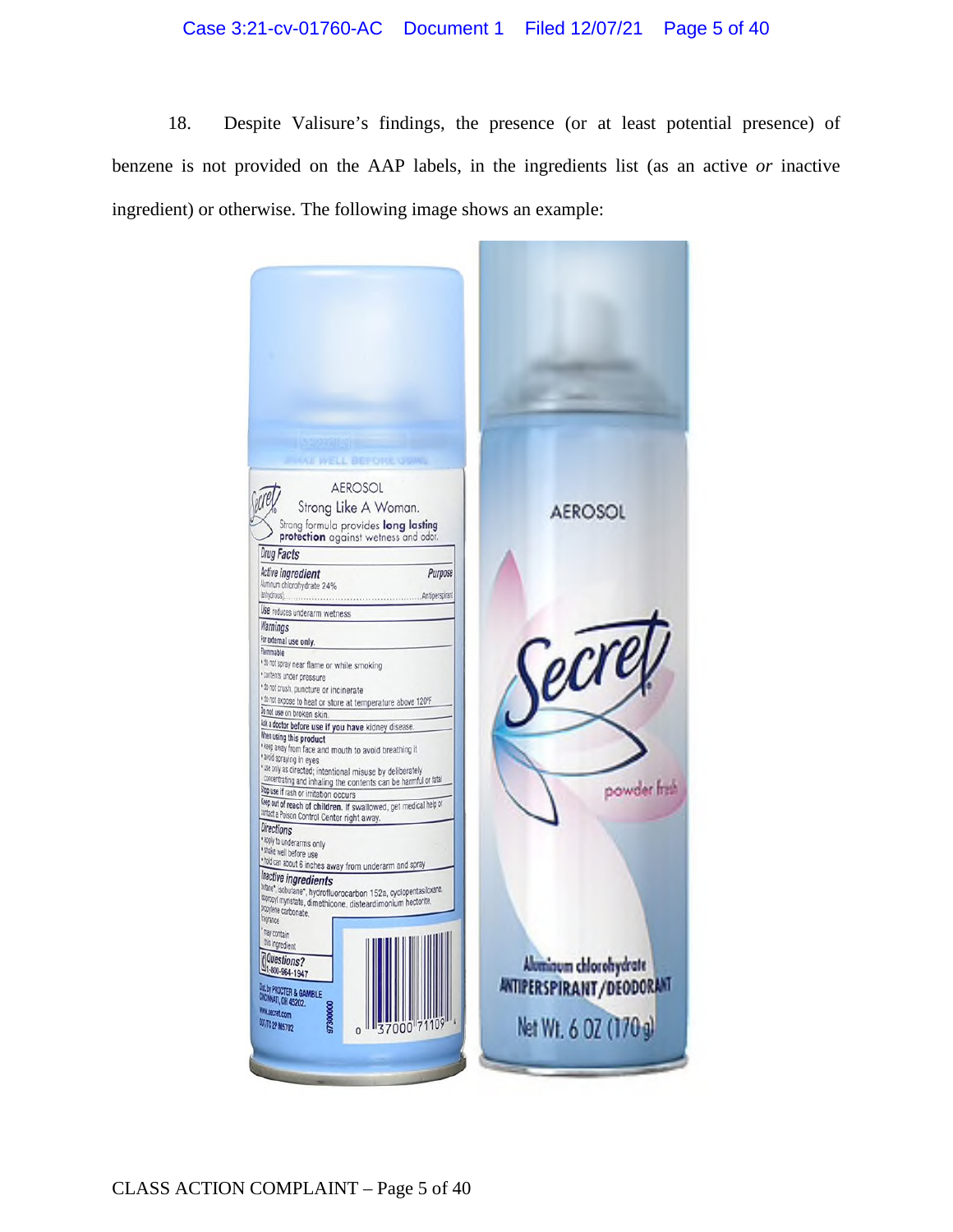18. Despite Valisure's findings, the presence (or at least potential presence) of benzene is not provided on the AAP labels, in the ingredients list (as an active *or* inactive ingredient) or otherwise. The following image shows an example: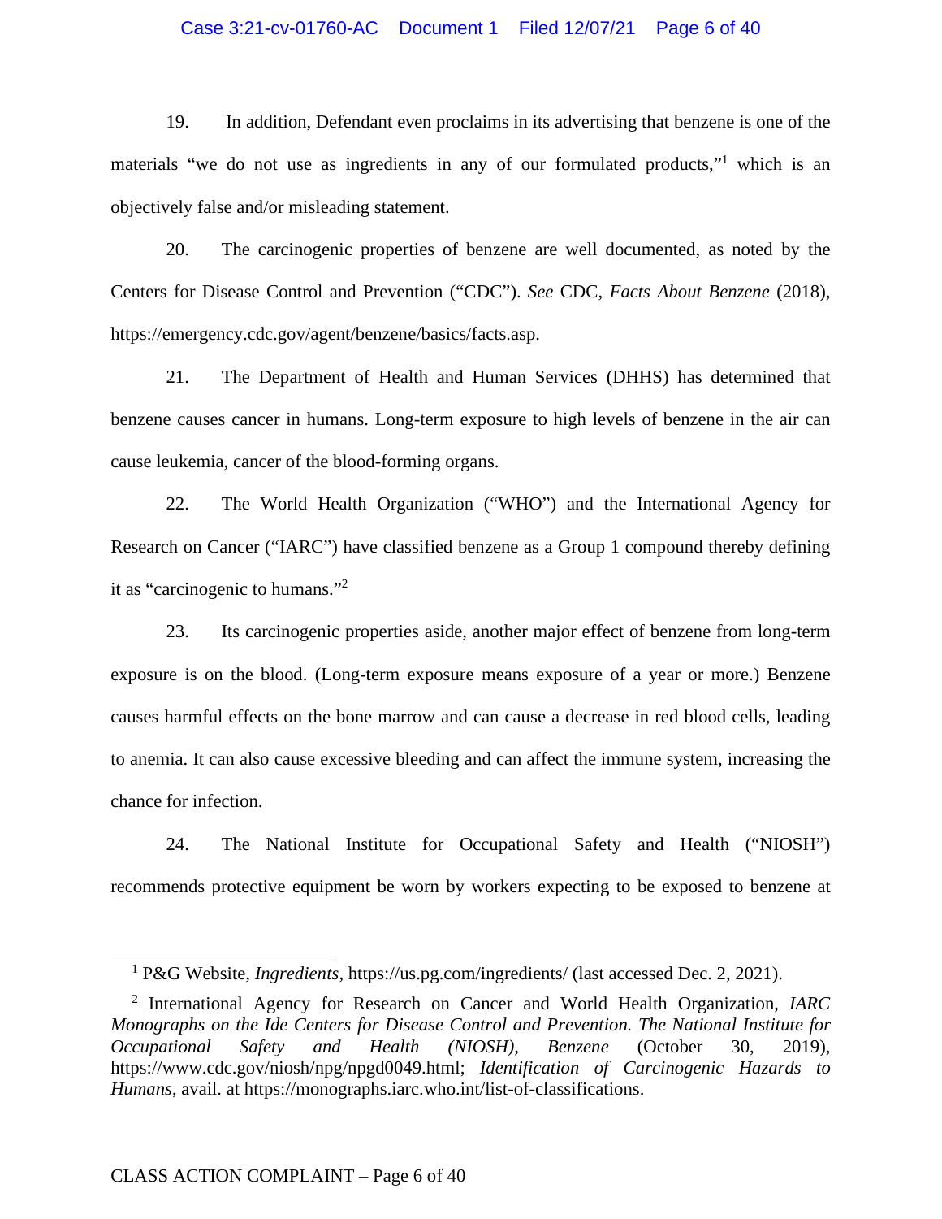19. In addition, Defendant even proclaims in its advertising that benzene is one of the materials "we do not use as ingredients in any of our formulated products,"[1] which is an objectively false and/or misleading statement.

20. The carcinogenic properties of benzene are well documented, as noted by the Centers for Disease Control and Prevention ("CDC"). *See* CDC, *Facts About Benzene* (2018), https://emergency.cdc.gov/agent/benzene/basics/facts.asp.

21. The Department of Health and Human Services (DHHS) has determined that benzene causes cancer in humans. Long-term exposure to high levels of benzene in the air can cause leukemia, cancer of the blood-forming organs.

22. The World Health Organization ("WHO") and the International Agency for Research on Cancer ("IARC") have classified benzene as a Group 1 compound thereby defining it as "carcinogenic to humans."[2]

23. Its carcinogenic properties aside, another major effect of benzene from long-term exposure is on the blood. (Long-term exposure means exposure of a year or more.) Benzene causes harmful effects on the bone marrow and can cause a decrease in red blood cells, leading to anemia. It can also cause excessive bleeding and can affect the immune system, increasing the chance for infection.

24. The National Institute for Occupational Safety and Health ("NIOSH") recommends protective equipment be worn by workers expecting to be exposed to benzene at

---

[1] P&G Website, *Ingredients*, https://us.pg.com/ingredients/ (last accessed Dec. 2, 2021).

[2] International Agency for Research on Cancer and World Health Organization, *IARC Monographs on the Ide Centers for Disease Control and Prevention. The National Institute for Occupational Safety and Health (NIOSH), Benzene* (October 30, 2019), https://www.cdc.gov/niosh/npg/npgd0049.html; *Identification of Carcinogenic Hazards to Humans*, avail. at https://monographs.iarc.who.int/list-of-classifications.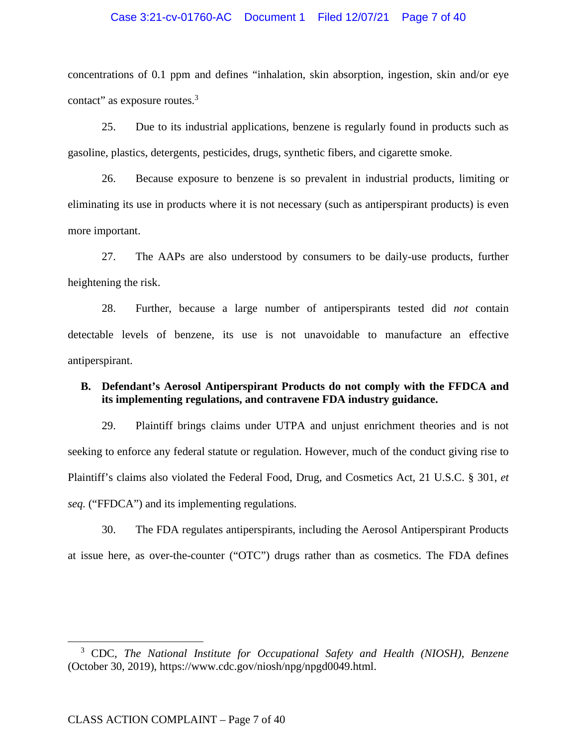concentrations of 0.1 ppm and defines "inhalation, skin absorption, ingestion, skin and/or eye contact" as exposure routes.[3]

25. Due to its industrial applications, benzene is regularly found in products such as gasoline, plastics, detergents, pesticides, drugs, synthetic fibers, and cigarette smoke.

26. Because exposure to benzene is so prevalent in industrial products, limiting or eliminating its use in products where it is not necessary (such as antiperspirant products) is even more important.

27. The AAPs are also understood by consumers to be daily-use products, further heightening the risk.

28. Further, because a large number of antiperspirants tested did *not* contain detectable levels of benzene, its use is not unavoidable to manufacture an effective antiperspirant.

**B. Defendant's Aerosol Antiperspirant Products do not comply with the FFDCA and its implementing regulations, and contravene FDA industry guidance.**

29. Plaintiff brings claims under UTPA and unjust enrichment theories and is not seeking to enforce any federal statute or regulation. However, much of the conduct giving rise to Plaintiff's claims also violated the Federal Food, Drug, and Cosmetics Act, 21 U.S.C. § 301, *et seq.* ("FFDCA") and its implementing regulations.

30. The FDA regulates antiperspirants, including the Aerosol Antiperspirant Products at issue here, as over-the-counter ("OTC") drugs rather than as cosmetics. The FDA defines

---

[3] CDC, *The National Institute for Occupational Safety and Health (NIOSH), Benzene* (October 30, 2019), https://www.cdc.gov/niosh/npg/npgd0049.html.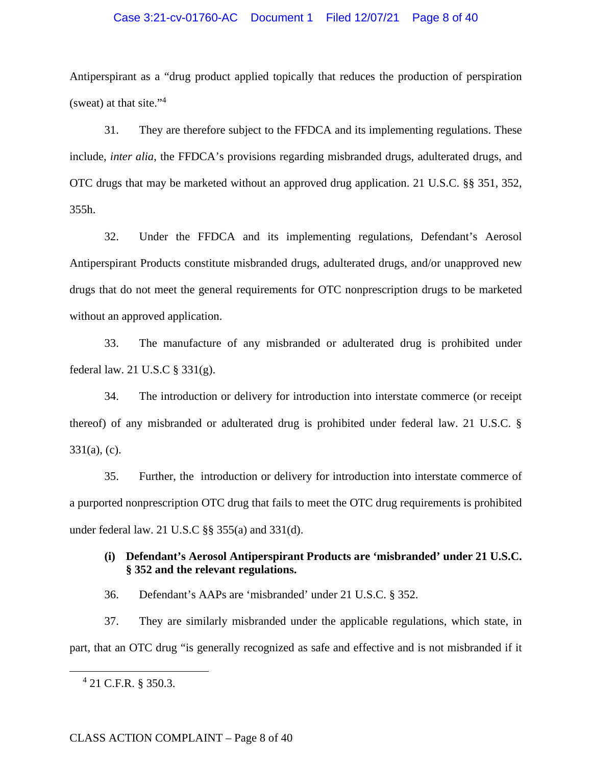Antiperspirant as a "drug product applied topically that reduces the production of perspiration (sweat) at that site."[4]

31. They are therefore subject to the FFDCA and its implementing regulations. These include, *inter alia*, the FFDCA's provisions regarding misbranded drugs, adulterated drugs, and OTC drugs that may be marketed without an approved drug application. 21 U.S.C. §§ 351, 352, 355h.

32. Under the FFDCA and its implementing regulations, Defendant's Aerosol Antiperspirant Products constitute misbranded drugs, adulterated drugs, and/or unapproved new drugs that do not meet the general requirements for OTC nonprescription drugs to be marketed without an approved application.

33. The manufacture of any misbranded or adulterated drug is prohibited under federal law. 21 U.S.C § 331(g).

34. The introduction or delivery for introduction into interstate commerce (or receipt thereof) of any misbranded or adulterated drug is prohibited under federal law. 21 U.S.C. § 331(a), (c).

35. Further, the introduction or delivery for introduction into interstate commerce of a purported nonprescription OTC drug that fails to meet the OTC drug requirements is prohibited under federal law. 21 U.S.C §§ 355(a) and 331(d).

**(i) Defendant's Aerosol Antiperspirant Products are 'misbranded' under 21 U.S.C. § 352 and the relevant regulations.**

36. Defendant's AAPs are 'misbranded' under 21 U.S.C. § 352.

37. They are similarly misbranded under the applicable regulations, which state, in part, that an OTC drug "is generally recognized as safe and effective and is not misbranded if it

[4] 21 C.F.R. § 350.3.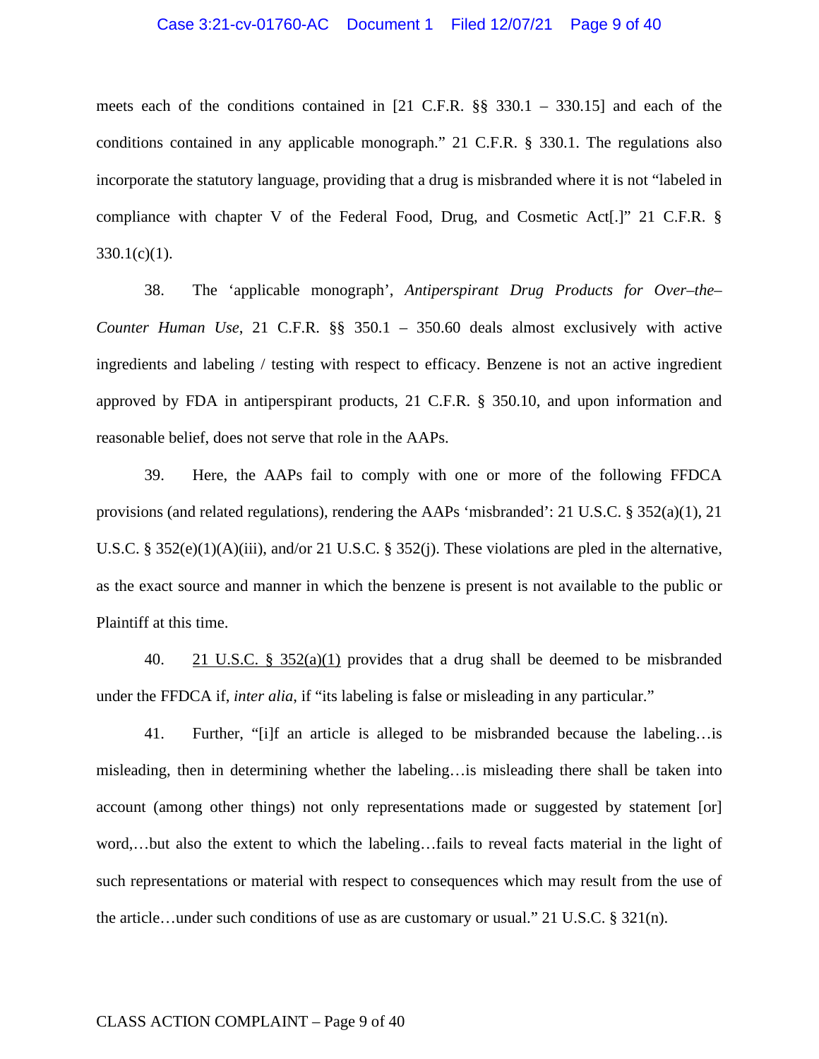meets each of the conditions contained in [21 C.F.R. §§ 330.1 – 330.15] and each of the conditions contained in any applicable monograph." 21 C.F.R. § 330.1. The regulations also incorporate the statutory language, providing that a drug is misbranded where it is not "labeled in compliance with chapter V of the Federal Food, Drug, and Cosmetic Act[.]" 21 C.F.R. § 330.1(c)(1).

38. The 'applicable monograph', *Antiperspirant Drug Products for Over–the–Counter Human Use*, 21 C.F.R. §§ 350.1 – 350.60 deals almost exclusively with active ingredients and labeling / testing with respect to efficacy. Benzene is not an active ingredient approved by FDA in antiperspirant products, 21 C.F.R. § 350.10, and upon information and reasonable belief, does not serve that role in the AAPs.

39. Here, the AAPs fail to comply with one or more of the following FFDCA provisions (and related regulations), rendering the AAPs 'misbranded': 21 U.S.C. § 352(a)(1), 21 U.S.C. § 352(e)(1)(A)(iii), and/or 21 U.S.C. § 352(j). These violations are pled in the alternative, as the exact source and manner in which the benzene is present is not available to the public or Plaintiff at this time.

40. <u>21 U.S.C. § 352(a)(1)</u> provides that a drug shall be deemed to be misbranded under the FFDCA if, *inter alia*, if "its labeling is false or misleading in any particular."

41. Further, "[i]f an article is alleged to be misbranded because the labeling…is misleading, then in determining whether the labeling…is misleading there shall be taken into account (among other things) not only representations made or suggested by statement [or] word,…but also the extent to which the labeling…fails to reveal facts material in the light of such representations or material with respect to consequences which may result from the use of the article…under such conditions of use as are customary or usual." 21 U.S.C. § 321(n).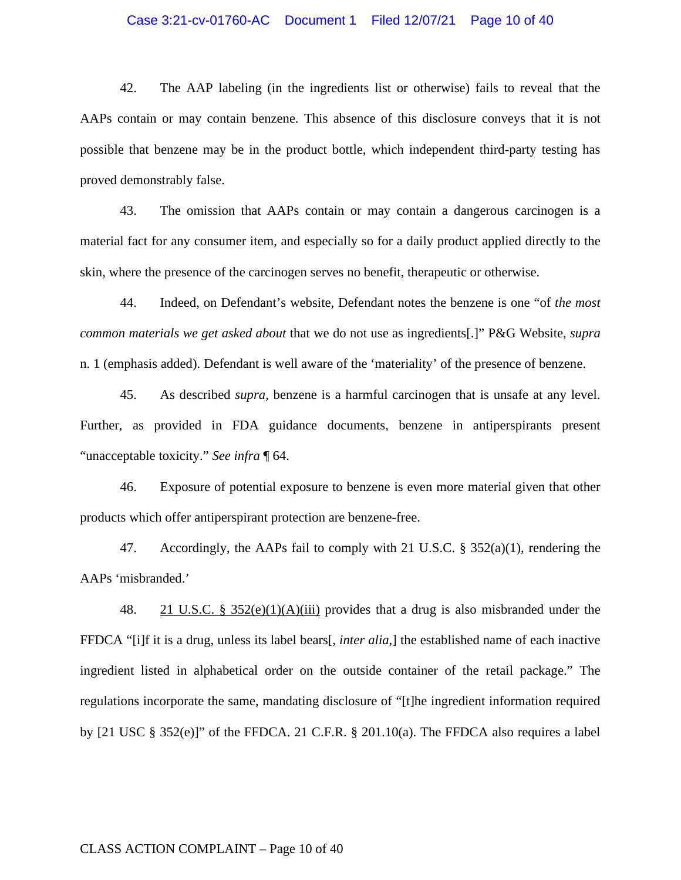42. The AAP labeling (in the ingredients list or otherwise) fails to reveal that the AAPs contain or may contain benzene. This absence of this disclosure conveys that it is not possible that benzene may be in the product bottle, which independent third-party testing has proved demonstrably false.

43. The omission that AAPs contain or may contain a dangerous carcinogen is a material fact for any consumer item, and especially so for a daily product applied directly to the skin, where the presence of the carcinogen serves no benefit, therapeutic or otherwise.

44. Indeed, on Defendant's website, Defendant notes the benzene is one "of *the most common materials we get asked about* that we do not use as ingredients[.]" P&G Website, *supra* n. 1 (emphasis added). Defendant is well aware of the 'materiality' of the presence of benzene.

45. As described *supra*, benzene is a harmful carcinogen that is unsafe at any level. Further, as provided in FDA guidance documents, benzene in antiperspirants present "unacceptable toxicity." *See infra* ¶ 64.

46. Exposure of potential exposure to benzene is even more material given that other products which offer antiperspirant protection are benzene-free.

47. Accordingly, the AAPs fail to comply with 21 U.S.C. § 352(a)(1), rendering the AAPs 'misbranded.'

48. 21 U.S.C. § 352(e)(1)(A)(iii) provides that a drug is also misbranded under the FFDCA "[i]f it is a drug, unless its label bears[, *inter alia*,] the established name of each inactive ingredient listed in alphabetical order on the outside container of the retail package." The regulations incorporate the same, mandating disclosure of "[t]he ingredient information required by [21 USC § 352(e)]" of the FFDCA. 21 C.F.R. § 201.10(a). The FFDCA also requires a label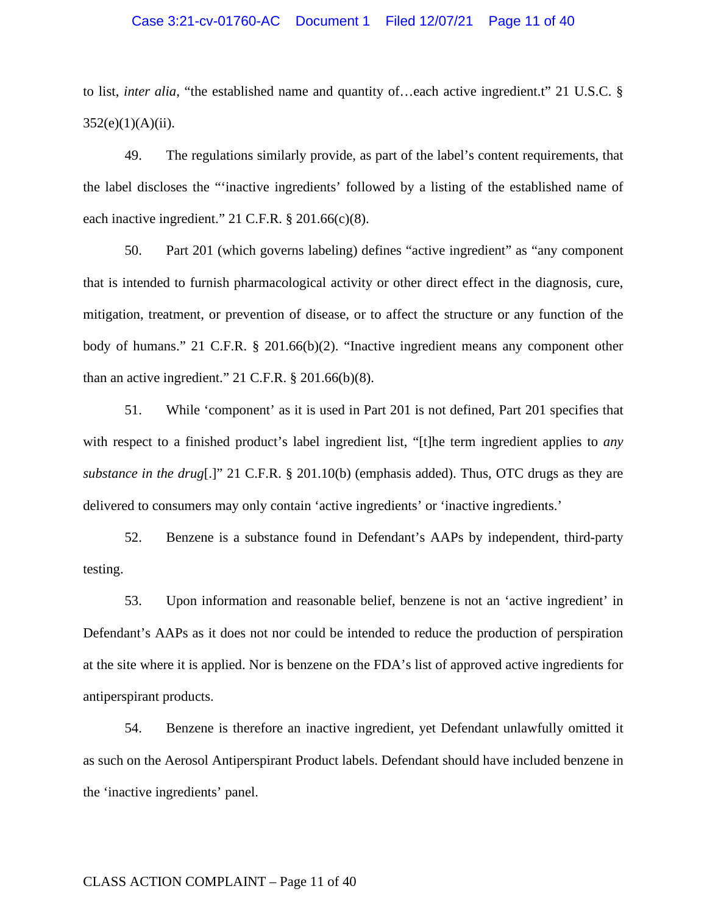to list, *inter alia*, "the established name and quantity of…each active ingredient.t" 21 U.S.C. § 352(e)(1)(A)(ii).

49. The regulations similarly provide, as part of the label's content requirements, that the label discloses the "'inactive ingredients' followed by a listing of the established name of each inactive ingredient." 21 C.F.R. § 201.66(c)(8).

50. Part 201 (which governs labeling) defines "active ingredient" as "any component that is intended to furnish pharmacological activity or other direct effect in the diagnosis, cure, mitigation, treatment, or prevention of disease, or to affect the structure or any function of the body of humans." 21 C.F.R. § 201.66(b)(2). "Inactive ingredient means any component other than an active ingredient." 21 C.F.R. § 201.66(b)(8).

51. While 'component' as it is used in Part 201 is not defined, Part 201 specifies that with respect to a finished product's label ingredient list, "[t]he term ingredient applies to *any substance in the drug*[.]" 21 C.F.R. § 201.10(b) (emphasis added). Thus, OTC drugs as they are delivered to consumers may only contain 'active ingredients' or 'inactive ingredients.'

52. Benzene is a substance found in Defendant's AAPs by independent, third-party testing.

53. Upon information and reasonable belief, benzene is not an 'active ingredient' in Defendant's AAPs as it does not nor could be intended to reduce the production of perspiration at the site where it is applied. Nor is benzene on the FDA's list of approved active ingredients for antiperspirant products.

54. Benzene is therefore an inactive ingredient, yet Defendant unlawfully omitted it as such on the Aerosol Antiperspirant Product labels. Defendant should have included benzene in the 'inactive ingredients' panel.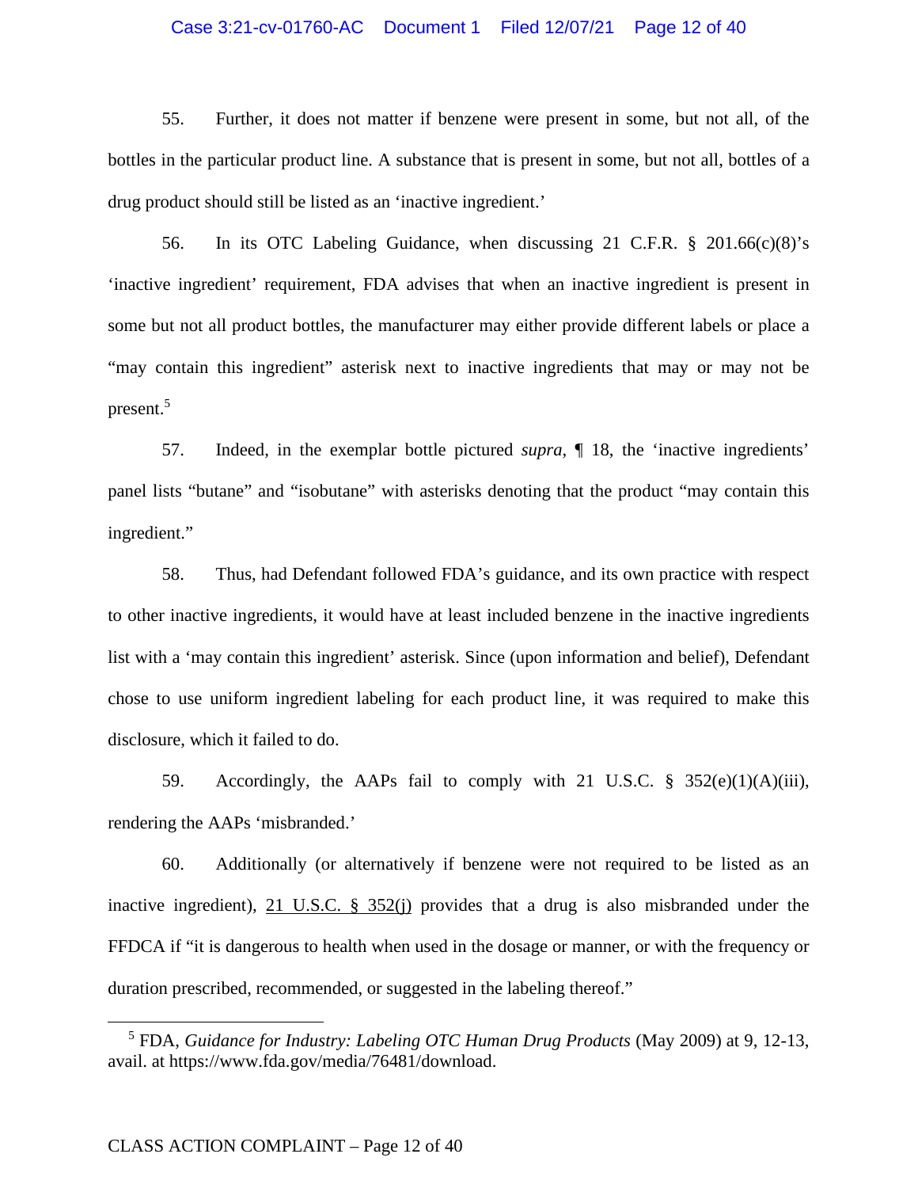55. Further, it does not matter if benzene were present in some, but not all, of the bottles in the particular product line. A substance that is present in some, but not all, bottles of a drug product should still be listed as an 'inactive ingredient.'

56. In its OTC Labeling Guidance, when discussing 21 C.F.R. § 201.66(c)(8)'s 'inactive ingredient' requirement, FDA advises that when an inactive ingredient is present in some but not all product bottles, the manufacturer may either provide different labels or place a "may contain this ingredient" asterisk next to inactive ingredients that may or may not be present.[5]

57. Indeed, in the exemplar bottle pictured *supra*, ¶ 18, the 'inactive ingredients' panel lists "butane" and "isobutane" with asterisks denoting that the product "may contain this ingredient."

58. Thus, had Defendant followed FDA's guidance, and its own practice with respect to other inactive ingredients, it would have at least included benzene in the inactive ingredients list with a 'may contain this ingredient' asterisk. Since (upon information and belief), Defendant chose to use uniform ingredient labeling for each product line, it was required to make this disclosure, which it failed to do.

59. Accordingly, the AAPs fail to comply with 21 U.S.C. § 352(e)(1)(A)(iii), rendering the AAPs 'misbranded.'

60. Additionally (or alternatively if benzene were not required to be listed as an inactive ingredient), 21 U.S.C. § 352(j) provides that a drug is also misbranded under the FFDCA if "it is dangerous to health when used in the dosage or manner, or with the frequency or duration prescribed, recommended, or suggested in the labeling thereof."

---

[5] FDA, *Guidance for Industry: Labeling OTC Human Drug Products* (May 2009) at 9, 12-13, avail. at https://www.fda.gov/media/76481/download.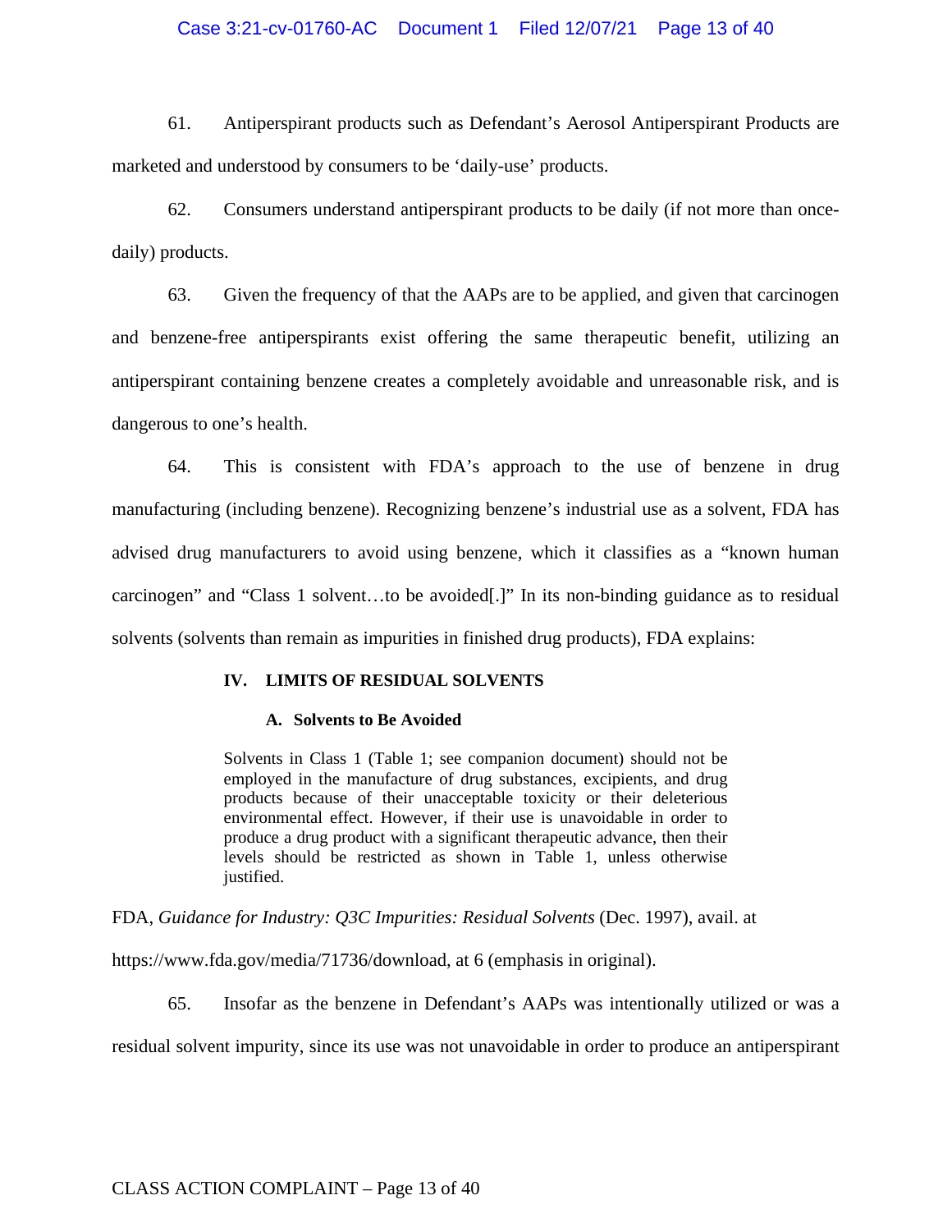61. Antiperspirant products such as Defendant's Aerosol Antiperspirant Products are marketed and understood by consumers to be 'daily-use' products.

62. Consumers understand antiperspirant products to be daily (if not more than once-daily) products.

63. Given the frequency of that the AAPs are to be applied, and given that carcinogen and benzene-free antiperspirants exist offering the same therapeutic benefit, utilizing an antiperspirant containing benzene creates a completely avoidable and unreasonable risk, and is dangerous to one's health.

64. This is consistent with FDA's approach to the use of benzene in drug manufacturing (including benzene). Recognizing benzene's industrial use as a solvent, FDA has advised drug manufacturers to avoid using benzene, which it classifies as a "known human carcinogen" and "Class 1 solvent…to be avoided[.]" In its non-binding guidance as to residual solvents (solvents than remain as impurities in finished drug products), FDA explains:

> **IV. LIMITS OF RESIDUAL SOLVENTS**
>
> **A. Solvents to Be Avoided**
>
> Solvents in Class 1 (Table 1; see companion document) should not be employed in the manufacture of drug substances, excipients, and drug products because of their unacceptable toxicity or their deleterious environmental effect. However, if their use is unavoidable in order to produce a drug product with a significant therapeutic advance, then their levels should be restricted as shown in Table 1, unless otherwise justified.

FDA, *Guidance for Industry: Q3C Impurities: Residual Solvents* (Dec. 1997), avail. at https://www.fda.gov/media/71736/download, at 6 (emphasis in original).

65. Insofar as the benzene in Defendant's AAPs was intentionally utilized or was a residual solvent impurity, since its use was not unavoidable in order to produce an antiperspirant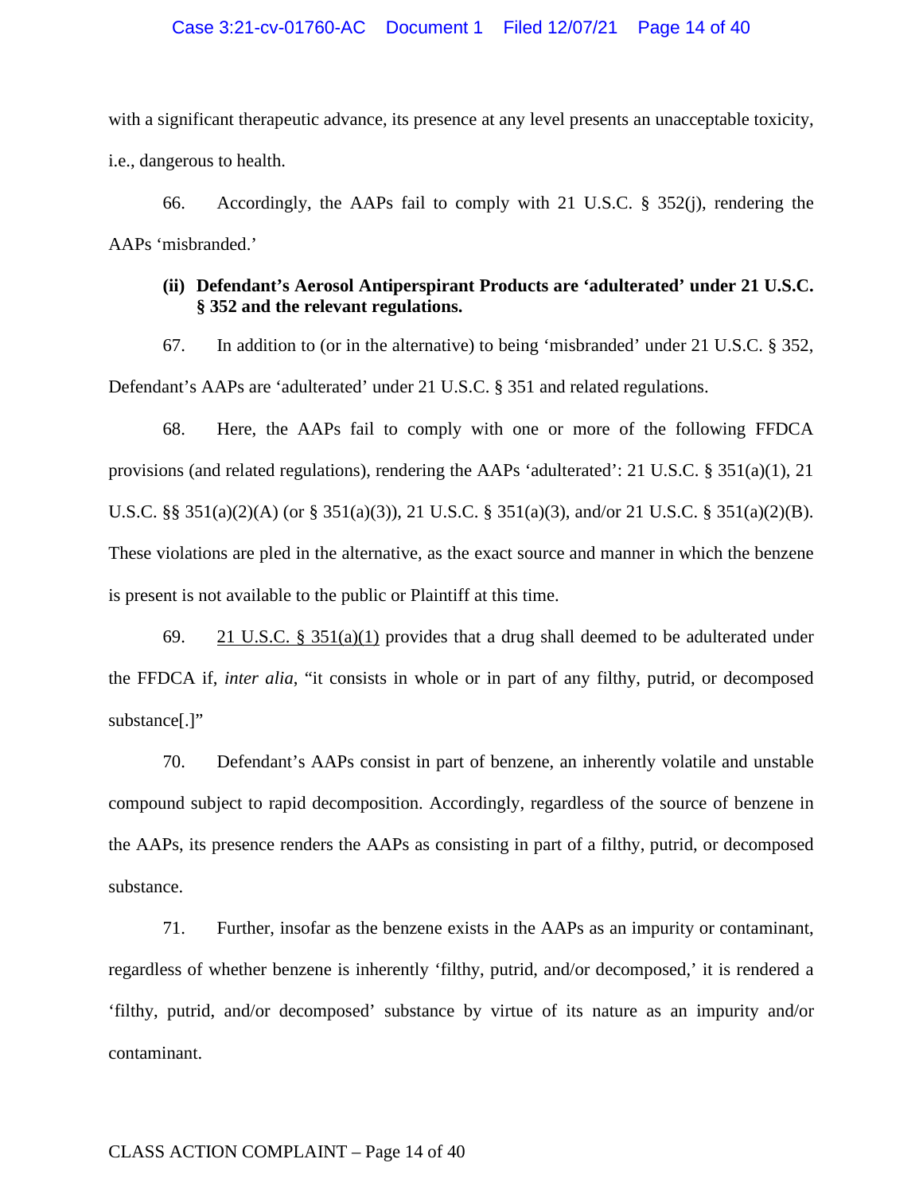with a significant therapeutic advance, its presence at any level presents an unacceptable toxicity, i.e., dangerous to health.

66. Accordingly, the AAPs fail to comply with 21 U.S.C. § 352(j), rendering the AAPs 'misbranded.'

**(ii) Defendant's Aerosol Antiperspirant Products are 'adulterated' under 21 U.S.C. § 352 and the relevant regulations.**

67. In addition to (or in the alternative) to being 'misbranded' under 21 U.S.C. § 352, Defendant's AAPs are 'adulterated' under 21 U.S.C. § 351 and related regulations.

68. Here, the AAPs fail to comply with one or more of the following FFDCA provisions (and related regulations), rendering the AAPs 'adulterated': 21 U.S.C. § 351(a)(1), 21 U.S.C. §§ 351(a)(2)(A) (or § 351(a)(3)), 21 U.S.C. § 351(a)(3), and/or 21 U.S.C. § 351(a)(2)(B). These violations are pled in the alternative, as the exact source and manner in which the benzene is present is not available to the public or Plaintiff at this time.

69. 21 U.S.C. § 351(a)(1) provides that a drug shall deemed to be adulterated under the FFDCA if, *inter alia*, "it consists in whole or in part of any filthy, putrid, or decomposed substance[.]"

70. Defendant's AAPs consist in part of benzene, an inherently volatile and unstable compound subject to rapid decomposition. Accordingly, regardless of the source of benzene in the AAPs, its presence renders the AAPs as consisting in part of a filthy, putrid, or decomposed substance.

71. Further, insofar as the benzene exists in the AAPs as an impurity or contaminant, regardless of whether benzene is inherently 'filthy, putrid, and/or decomposed,' it is rendered a 'filthy, putrid, and/or decomposed' substance by virtue of its nature as an impurity and/or contaminant.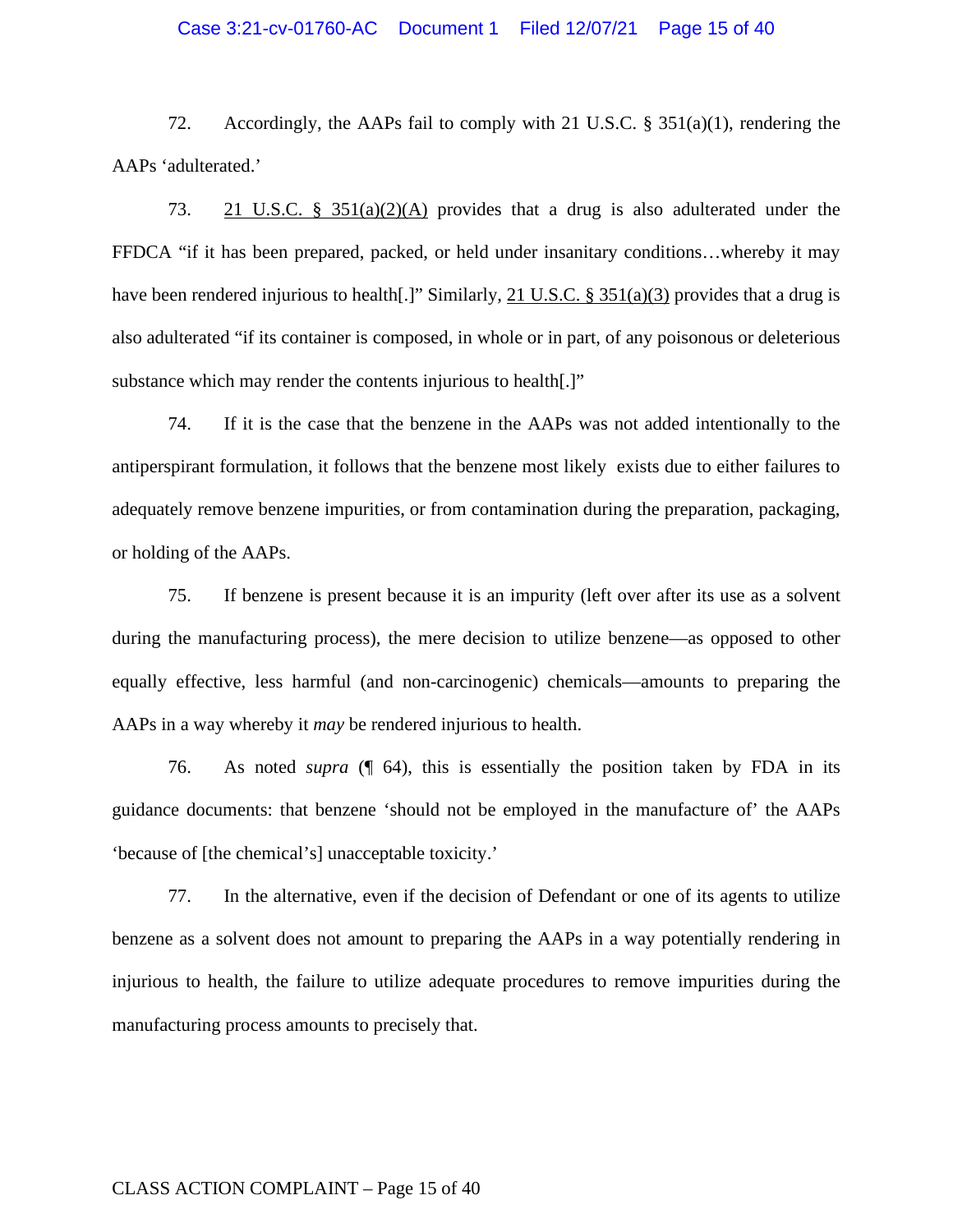72. Accordingly, the AAPs fail to comply with 21 U.S.C. § 351(a)(1), rendering the AAPs 'adulterated.'

73. 21 U.S.C. § 351(a)(2)(A) provides that a drug is also adulterated under the FFDCA "if it has been prepared, packed, or held under insanitary conditions…whereby it may have been rendered injurious to health[.]" Similarly, 21 U.S.C. § 351(a)(3) provides that a drug is also adulterated "if its container is composed, in whole or in part, of any poisonous or deleterious substance which may render the contents injurious to health[.]"

74. If it is the case that the benzene in the AAPs was not added intentionally to the antiperspirant formulation, it follows that the benzene most likely exists due to either failures to adequately remove benzene impurities, or from contamination during the preparation, packaging, or holding of the AAPs.

75. If benzene is present because it is an impurity (left over after its use as a solvent during the manufacturing process), the mere decision to utilize benzene—as opposed to other equally effective, less harmful (and non-carcinogenic) chemicals—amounts to preparing the AAPs in a way whereby it *may* be rendered injurious to health.

76. As noted *supra* (¶ 64), this is essentially the position taken by FDA in its guidance documents: that benzene 'should not be employed in the manufacture of' the AAPs 'because of [the chemical's] unacceptable toxicity.'

77. In the alternative, even if the decision of Defendant or one of its agents to utilize benzene as a solvent does not amount to preparing the AAPs in a way potentially rendering in injurious to health, the failure to utilize adequate procedures to remove impurities during the manufacturing process amounts to precisely that.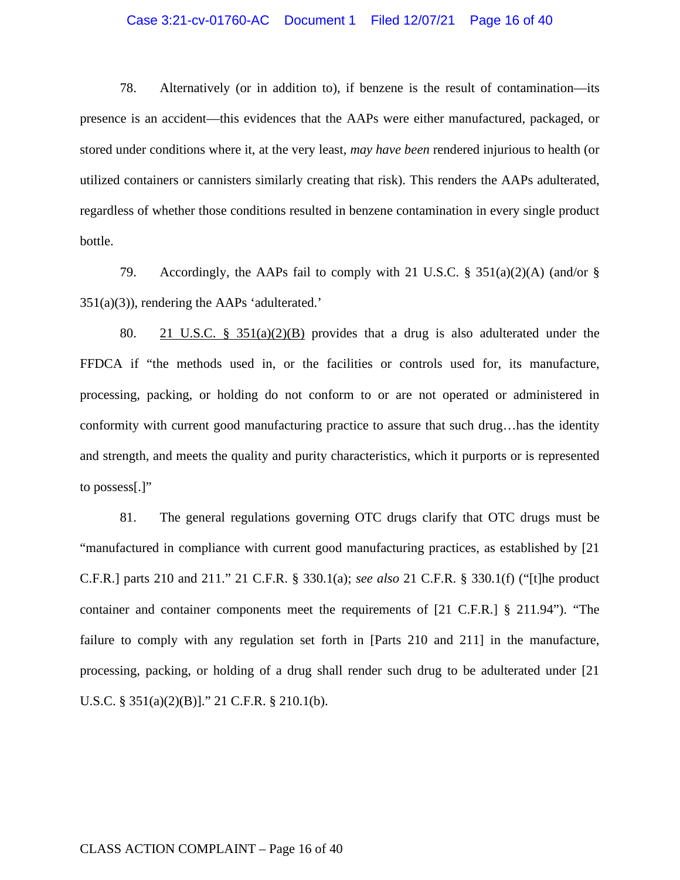78. Alternatively (or in addition to), if benzene is the result of contamination—its presence is an accident—this evidences that the AAPs were either manufactured, packaged, or stored under conditions where it, at the very least, *may have been* rendered injurious to health (or utilized containers or cannisters similarly creating that risk). This renders the AAPs adulterated, regardless of whether those conditions resulted in benzene contamination in every single product bottle.

79. Accordingly, the AAPs fail to comply with 21 U.S.C. § 351(a)(2)(A) (and/or § 351(a)(3)), rendering the AAPs 'adulterated.'

80. 21 U.S.C. § 351(a)(2)(B) provides that a drug is also adulterated under the FFDCA if "the methods used in, or the facilities or controls used for, its manufacture, processing, packing, or holding do not conform to or are not operated or administered in conformity with current good manufacturing practice to assure that such drug…has the identity and strength, and meets the quality and purity characteristics, which it purports or is represented to possess[.]"

81. The general regulations governing OTC drugs clarify that OTC drugs must be "manufactured in compliance with current good manufacturing practices, as established by [21 C.F.R.] parts 210 and 211." 21 C.F.R. § 330.1(a); *see also* 21 C.F.R. § 330.1(f) ("[t]he product container and container components meet the requirements of [21 C.F.R.] § 211.94"). "The failure to comply with any regulation set forth in [Parts 210 and 211] in the manufacture, processing, packing, or holding of a drug shall render such drug to be adulterated under [21 U.S.C. § 351(a)(2)(B)]." 21 C.F.R. § 210.1(b).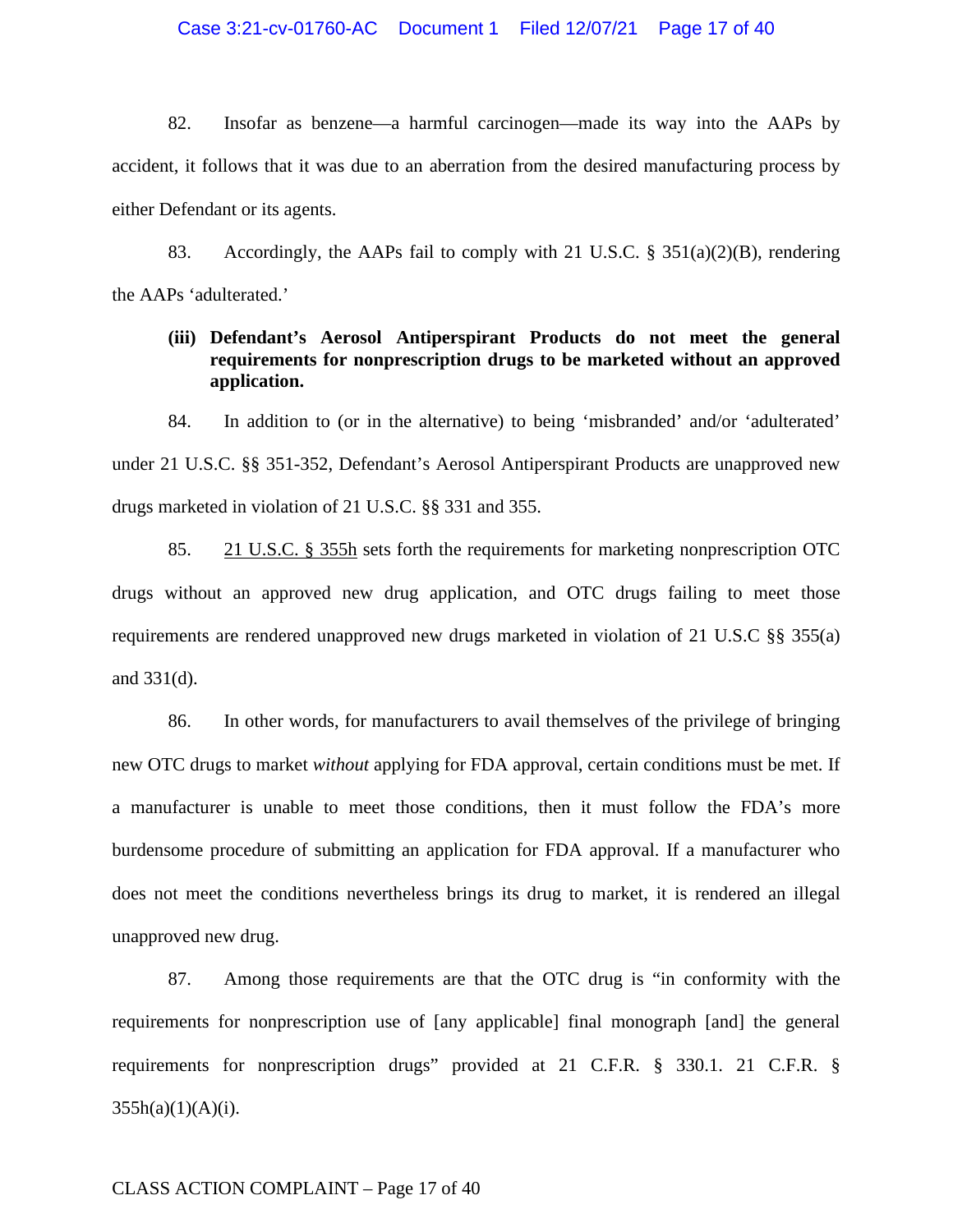82. Insofar as benzene—a harmful carcinogen—made its way into the AAPs by accident, it follows that it was due to an aberration from the desired manufacturing process by either Defendant or its agents.

83. Accordingly, the AAPs fail to comply with 21 U.S.C. § 351(a)(2)(B), rendering the AAPs 'adulterated.'

**(iii) Defendant's Aerosol Antiperspirant Products do not meet the general requirements for nonprescription drugs to be marketed without an approved application.**

84. In addition to (or in the alternative) to being 'misbranded' and/or 'adulterated' under 21 U.S.C. §§ 351-352, Defendant's Aerosol Antiperspirant Products are unapproved new drugs marketed in violation of 21 U.S.C. §§ 331 and 355.

85. 21 U.S.C. § 355h sets forth the requirements for marketing nonprescription OTC drugs without an approved new drug application, and OTC drugs failing to meet those requirements are rendered unapproved new drugs marketed in violation of 21 U.S.C §§ 355(a) and 331(d).

86. In other words, for manufacturers to avail themselves of the privilege of bringing new OTC drugs to market *without* applying for FDA approval, certain conditions must be met. If a manufacturer is unable to meet those conditions, then it must follow the FDA's more burdensome procedure of submitting an application for FDA approval. If a manufacturer who does not meet the conditions nevertheless brings its drug to market, it is rendered an illegal unapproved new drug.

87. Among those requirements are that the OTC drug is "in conformity with the requirements for nonprescription use of [any applicable] final monograph [and] the general requirements for nonprescription drugs" provided at 21 C.F.R. § 330.1. 21 C.F.R. § 355h(a)(1)(A)(i).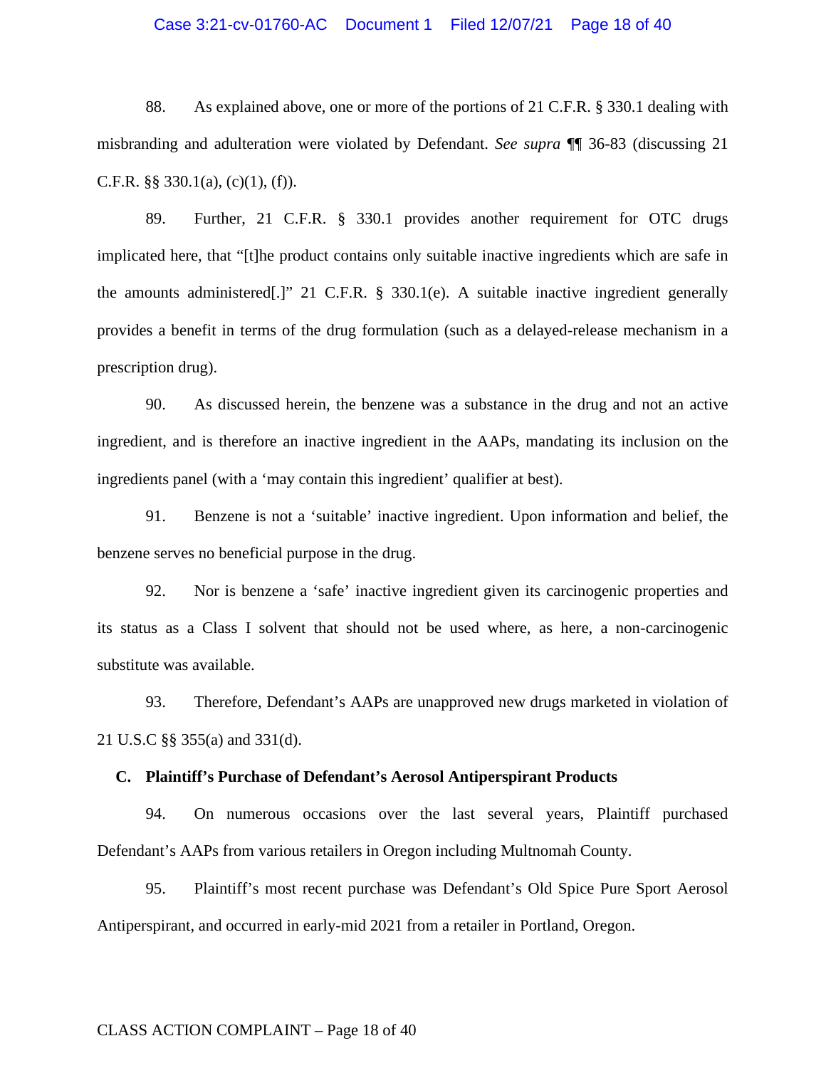88. As explained above, one or more of the portions of 21 C.F.R. § 330.1 dealing with misbranding and adulteration were violated by Defendant. *See supra* ¶¶ 36-83 (discussing 21 C.F.R. §§ 330.1(a), (c)(1), (f)).

89. Further, 21 C.F.R. § 330.1 provides another requirement for OTC drugs implicated here, that "[t]he product contains only suitable inactive ingredients which are safe in the amounts administered[.]" 21 C.F.R. § 330.1(e). A suitable inactive ingredient generally provides a benefit in terms of the drug formulation (such as a delayed-release mechanism in a prescription drug).

90. As discussed herein, the benzene was a substance in the drug and not an active ingredient, and is therefore an inactive ingredient in the AAPs, mandating its inclusion on the ingredients panel (with a 'may contain this ingredient' qualifier at best).

91. Benzene is not a 'suitable' inactive ingredient. Upon information and belief, the benzene serves no beneficial purpose in the drug.

92. Nor is benzene a 'safe' inactive ingredient given its carcinogenic properties and its status as a Class I solvent that should not be used where, as here, a non-carcinogenic substitute was available.

93. Therefore, Defendant's AAPs are unapproved new drugs marketed in violation of 21 U.S.C §§ 355(a) and 331(d).

**C. Plaintiff's Purchase of Defendant's Aerosol Antiperspirant Products**

94. On numerous occasions over the last several years, Plaintiff purchased Defendant's AAPs from various retailers in Oregon including Multnomah County.

95. Plaintiff's most recent purchase was Defendant's Old Spice Pure Sport Aerosol Antiperspirant, and occurred in early-mid 2021 from a retailer in Portland, Oregon.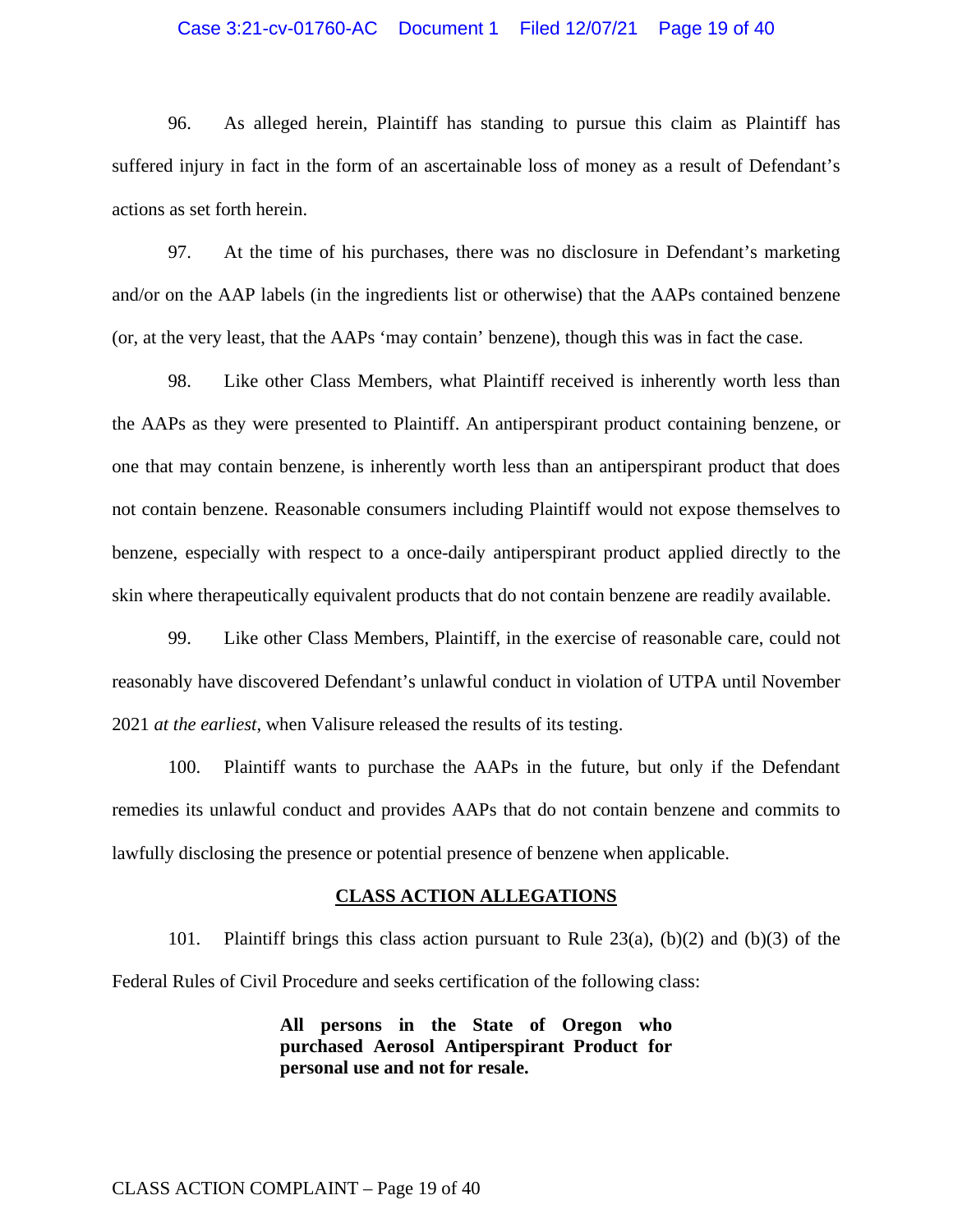96. As alleged herein, Plaintiff has standing to pursue this claim as Plaintiff has suffered injury in fact in the form of an ascertainable loss of money as a result of Defendant's actions as set forth herein.

97. At the time of his purchases, there was no disclosure in Defendant's marketing and/or on the AAP labels (in the ingredients list or otherwise) that the AAPs contained benzene (or, at the very least, that the AAPs 'may contain' benzene), though this was in fact the case.

98. Like other Class Members, what Plaintiff received is inherently worth less than the AAPs as they were presented to Plaintiff. An antiperspirant product containing benzene, or one that may contain benzene, is inherently worth less than an antiperspirant product that does not contain benzene. Reasonable consumers including Plaintiff would not expose themselves to benzene, especially with respect to a once-daily antiperspirant product applied directly to the skin where therapeutically equivalent products that do not contain benzene are readily available.

99. Like other Class Members, Plaintiff, in the exercise of reasonable care, could not reasonably have discovered Defendant's unlawful conduct in violation of UTPA until November 2021 *at the earliest*, when Valisure released the results of its testing.

100. Plaintiff wants to purchase the AAPs in the future, but only if the Defendant remedies its unlawful conduct and provides AAPs that do not contain benzene and commits to lawfully disclosing the presence or potential presence of benzene when applicable.

## CLASS ACTION ALLEGATIONS

101. Plaintiff brings this class action pursuant to Rule 23(a), (b)(2) and (b)(3) of the Federal Rules of Civil Procedure and seeks certification of the following class:

> **All persons in the State of Oregon who purchased Aerosol Antiperspirant Product for personal use and not for resale.**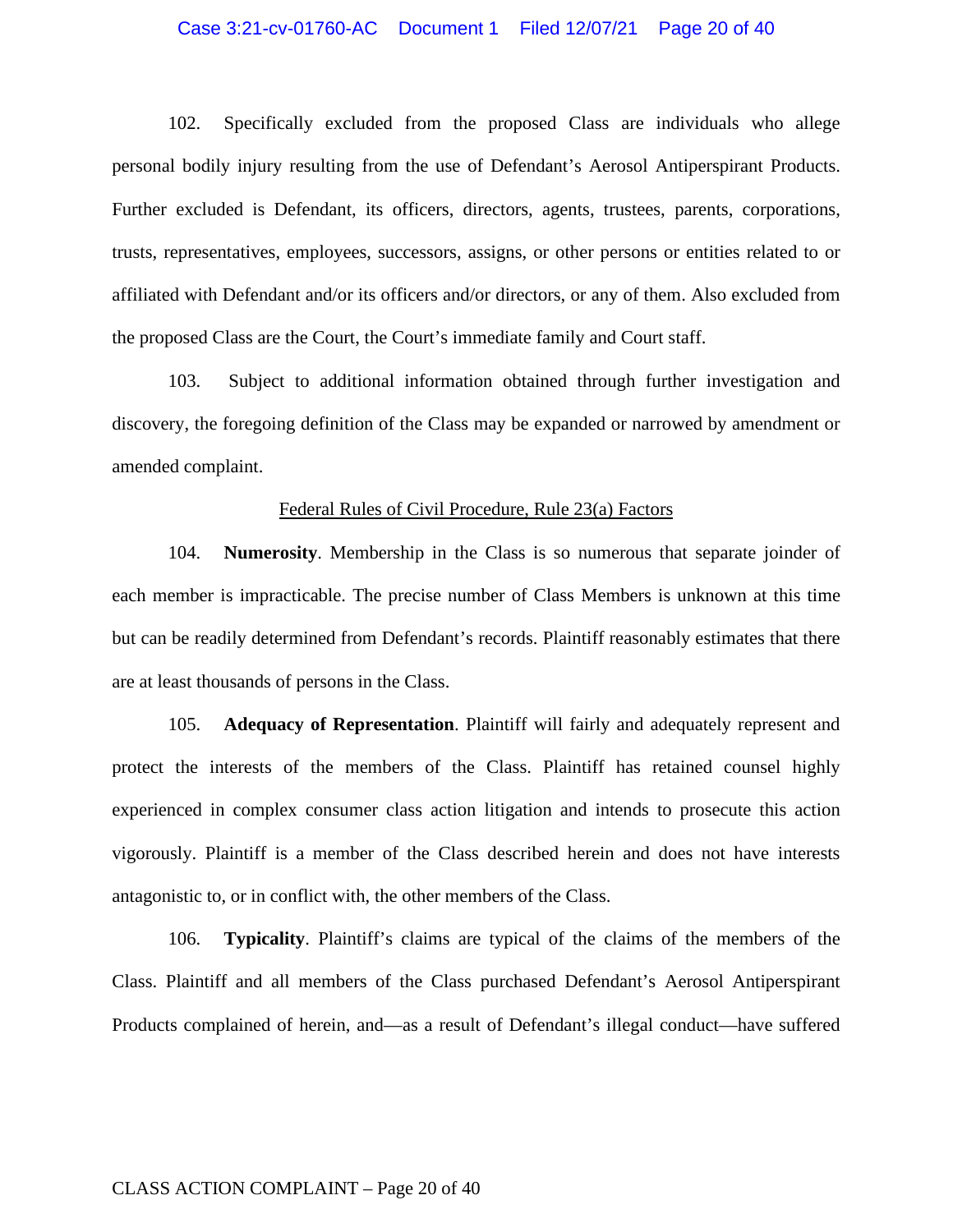102. Specifically excluded from the proposed Class are individuals who allege personal bodily injury resulting from the use of Defendant's Aerosol Antiperspirant Products. Further excluded is Defendant, its officers, directors, agents, trustees, parents, corporations, trusts, representatives, employees, successors, assigns, or other persons or entities related to or affiliated with Defendant and/or its officers and/or directors, or any of them. Also excluded from the proposed Class are the Court, the Court's immediate family and Court staff.

103. Subject to additional information obtained through further investigation and discovery, the foregoing definition of the Class may be expanded or narrowed by amendment or amended complaint.

<u>Federal Rules of Civil Procedure, Rule 23(a) Factors</u>

104. **Numerosity**. Membership in the Class is so numerous that separate joinder of each member is impracticable. The precise number of Class Members is unknown at this time but can be readily determined from Defendant's records. Plaintiff reasonably estimates that there are at least thousands of persons in the Class.

105. **Adequacy of Representation**. Plaintiff will fairly and adequately represent and protect the interests of the members of the Class. Plaintiff has retained counsel highly experienced in complex consumer class action litigation and intends to prosecute this action vigorously. Plaintiff is a member of the Class described herein and does not have interests antagonistic to, or in conflict with, the other members of the Class.

106. **Typicality**. Plaintiff's claims are typical of the claims of the members of the Class. Plaintiff and all members of the Class purchased Defendant's Aerosol Antiperspirant Products complained of herein, and—as a result of Defendant's illegal conduct—have suffered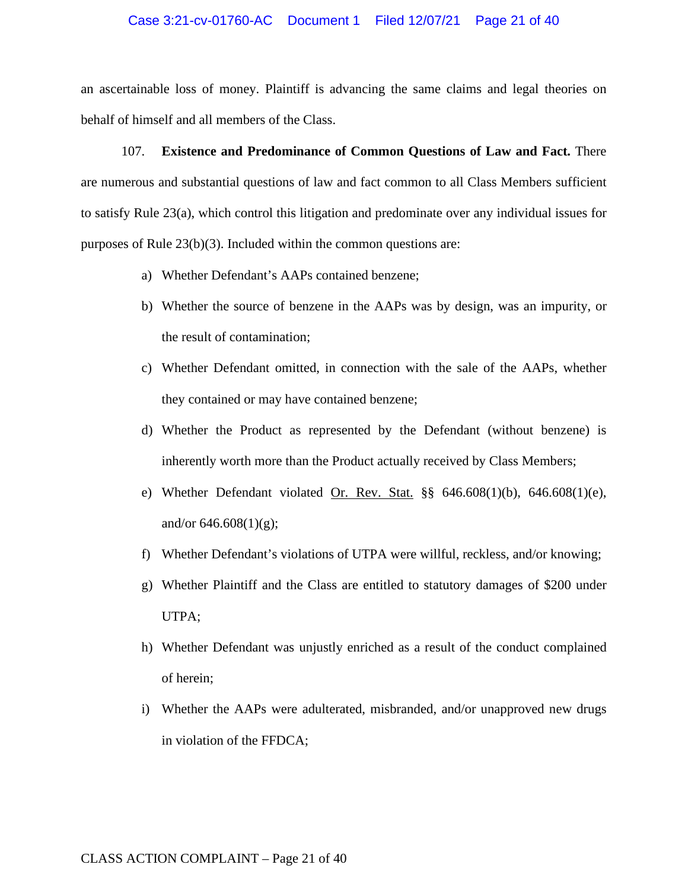an ascertainable loss of money. Plaintiff is advancing the same claims and legal theories on behalf of himself and all members of the Class.

107. **Existence and Predominance of Common Questions of Law and Fact.** There are numerous and substantial questions of law and fact common to all Class Members sufficient to satisfy Rule 23(a), which control this litigation and predominate over any individual issues for purposes of Rule 23(b)(3). Included within the common questions are:

a) Whether Defendant's AAPs contained benzene;

b) Whether the source of benzene in the AAPs was by design, was an impurity, or the result of contamination;

c) Whether Defendant omitted, in connection with the sale of the AAPs, whether they contained or may have contained benzene;

d) Whether the Product as represented by the Defendant (without benzene) is inherently worth more than the Product actually received by Class Members;

e) Whether Defendant violated Or. Rev. Stat. §§ 646.608(1)(b), 646.608(1)(e), and/or 646.608(1)(g);

f) Whether Defendant's violations of UTPA were willful, reckless, and/or knowing;

g) Whether Plaintiff and the Class are entitled to statutory damages of $200 under UTPA;

h) Whether Defendant was unjustly enriched as a result of the conduct complained of herein;

i) Whether the AAPs were adulterated, misbranded, and/or unapproved new drugs in violation of the FFDCA;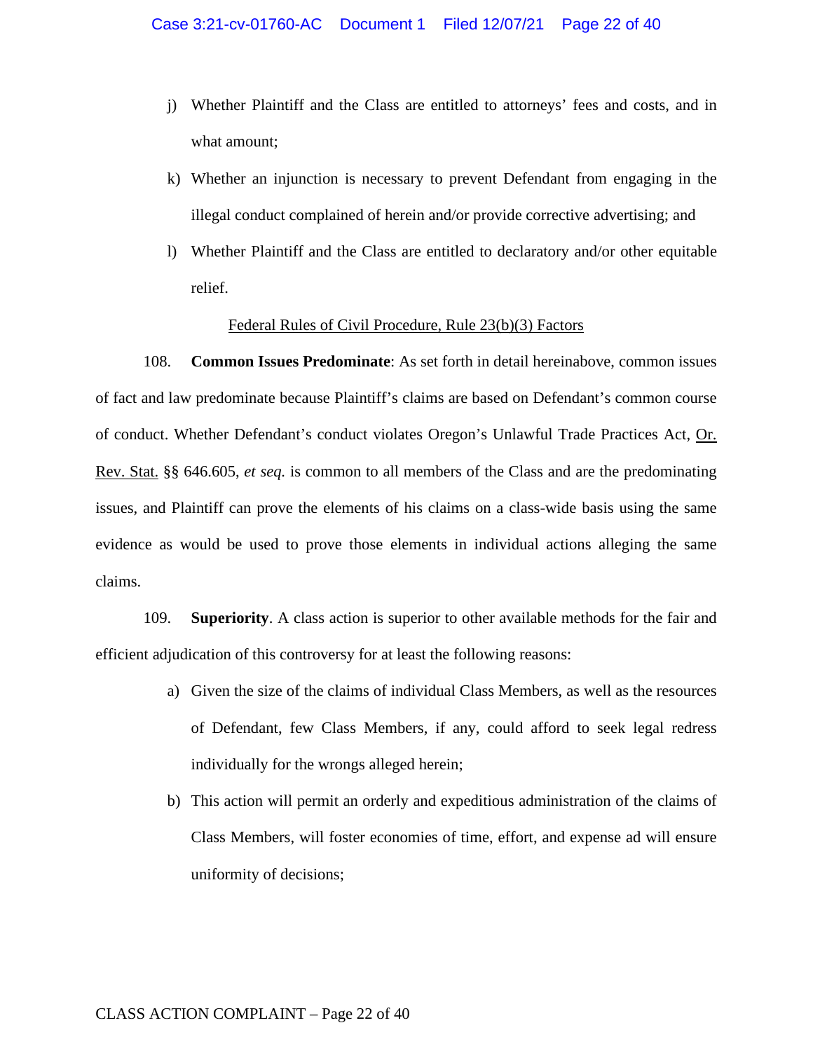j) Whether Plaintiff and the Class are entitled to attorneys' fees and costs, and in what amount;

k) Whether an injunction is necessary to prevent Defendant from engaging in the illegal conduct complained of herein and/or provide corrective advertising; and

l) Whether Plaintiff and the Class are entitled to declaratory and/or other equitable relief.

Federal Rules of Civil Procedure, Rule 23(b)(3) Factors

108. **Common Issues Predominate**: As set forth in detail hereinabove, common issues of fact and law predominate because Plaintiff's claims are based on Defendant's common course of conduct. Whether Defendant's conduct violates Oregon's Unlawful Trade Practices Act, Or. Rev. Stat. §§ 646.605, *et seq.* is common to all members of the Class and are the predominating issues, and Plaintiff can prove the elements of his claims on a class-wide basis using the same evidence as would be used to prove those elements in individual actions alleging the same claims.

109. **Superiority**. A class action is superior to other available methods for the fair and efficient adjudication of this controversy for at least the following reasons:

a) Given the size of the claims of individual Class Members, as well as the resources of Defendant, few Class Members, if any, could afford to seek legal redress individually for the wrongs alleged herein;

b) This action will permit an orderly and expeditious administration of the claims of Class Members, will foster economies of time, effort, and expense ad will ensure uniformity of decisions;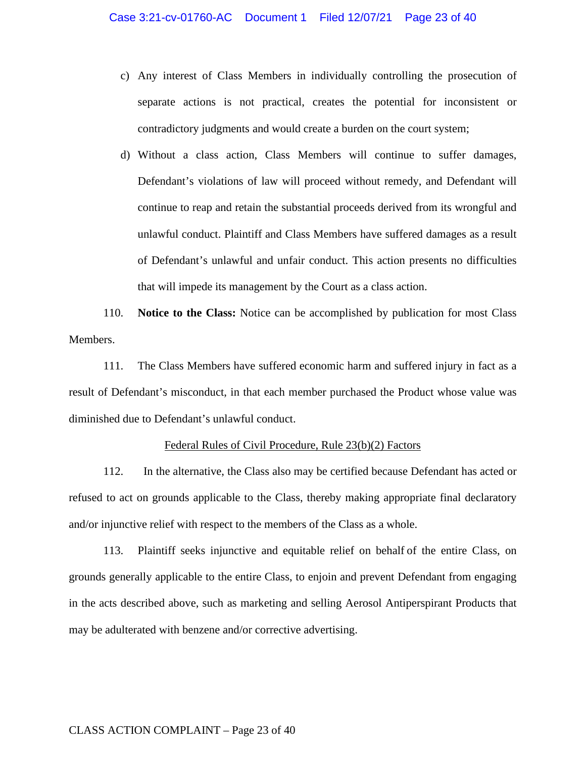c) Any interest of Class Members in individually controlling the prosecution of separate actions is not practical, creates the potential for inconsistent or contradictory judgments and would create a burden on the court system;

d) Without a class action, Class Members will continue to suffer damages, Defendant's violations of law will proceed without remedy, and Defendant will continue to reap and retain the substantial proceeds derived from its wrongful and unlawful conduct. Plaintiff and Class Members have suffered damages as a result of Defendant's unlawful and unfair conduct. This action presents no difficulties that will impede its management by the Court as a class action.

110. **Notice to the Class:** Notice can be accomplished by publication for most Class Members.

111. The Class Members have suffered economic harm and suffered injury in fact as a result of Defendant's misconduct, in that each member purchased the Product whose value was diminished due to Defendant's unlawful conduct.

<u>Federal Rules of Civil Procedure, Rule 23(b)(2) Factors</u>

112. In the alternative, the Class also may be certified because Defendant has acted or refused to act on grounds applicable to the Class, thereby making appropriate final declaratory and/or injunctive relief with respect to the members of the Class as a whole.

113. Plaintiff seeks injunctive and equitable relief on behalf of the entire Class, on grounds generally applicable to the entire Class, to enjoin and prevent Defendant from engaging in the acts described above, such as marketing and selling Aerosol Antiperspirant Products that may be adulterated with benzene and/or corrective advertising.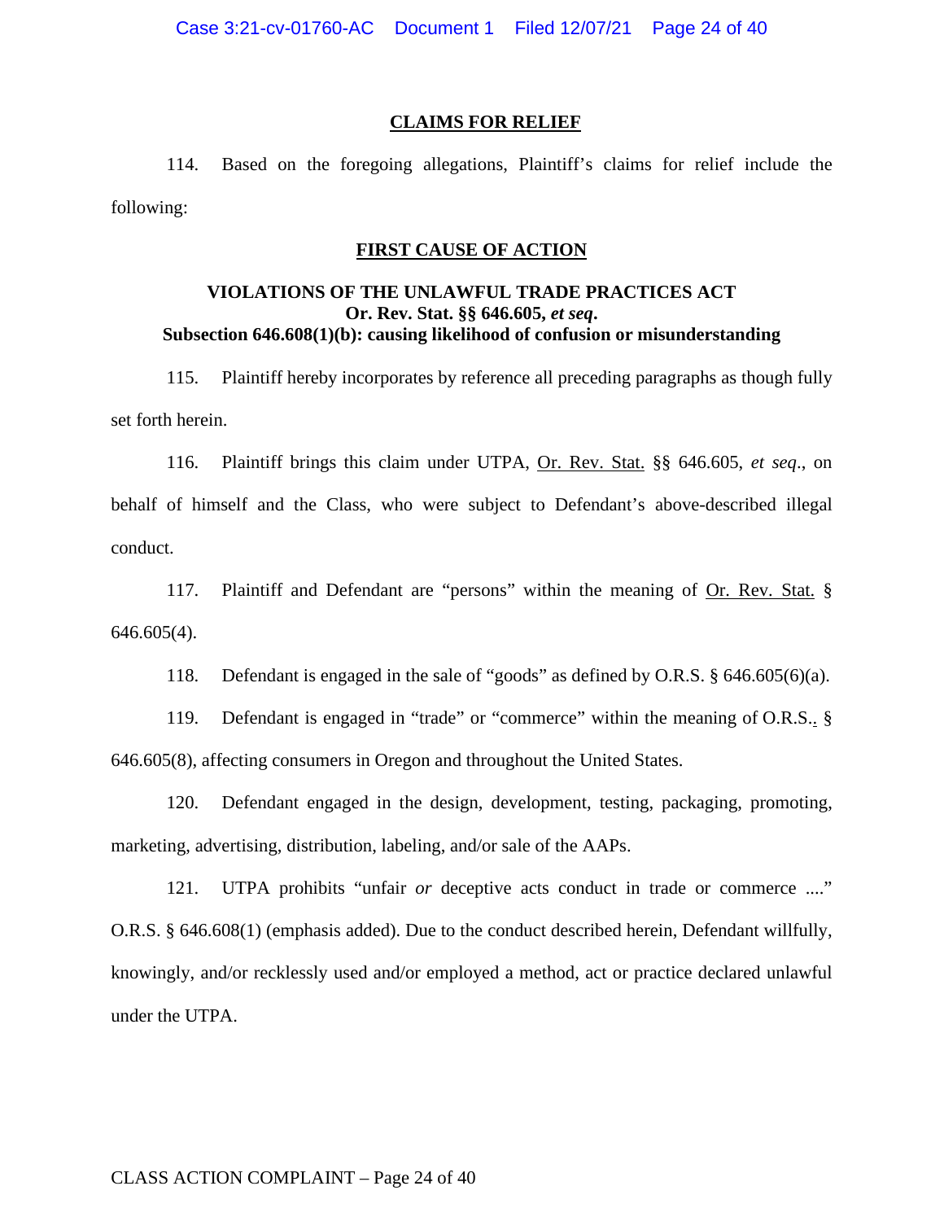## CLAIMS FOR RELIEF

114. Based on the foregoing allegations, Plaintiff's claims for relief include the following:

## FIRST CAUSE OF ACTION

### VIOLATIONS OF THE UNLAWFUL TRADE PRACTICES ACT
### Or. Rev. Stat. §§ 646.605, *et seq.*
### Subsection 646.608(1)(b): causing likelihood of confusion or misunderstanding

115. Plaintiff hereby incorporates by reference all preceding paragraphs as though fully set forth herein.

116. Plaintiff brings this claim under UTPA, Or. Rev. Stat. §§ 646.605, *et seq*., on behalf of himself and the Class, who were subject to Defendant's above-described illegal conduct.

117. Plaintiff and Defendant are "persons" within the meaning of Or. Rev. Stat. § 646.605(4).

118. Defendant is engaged in the sale of "goods" as defined by O.R.S. § 646.605(6)(a).

119. Defendant is engaged in "trade" or "commerce" within the meaning of O.R.S.. § 646.605(8), affecting consumers in Oregon and throughout the United States.

120. Defendant engaged in the design, development, testing, packaging, promoting, marketing, advertising, distribution, labeling, and/or sale of the AAPs.

121. UTPA prohibits "unfair *or* deceptive acts conduct in trade or commerce ...." O.R.S. § 646.608(1) (emphasis added). Due to the conduct described herein, Defendant willfully, knowingly, and/or recklessly used and/or employed a method, act or practice declared unlawful under the UTPA.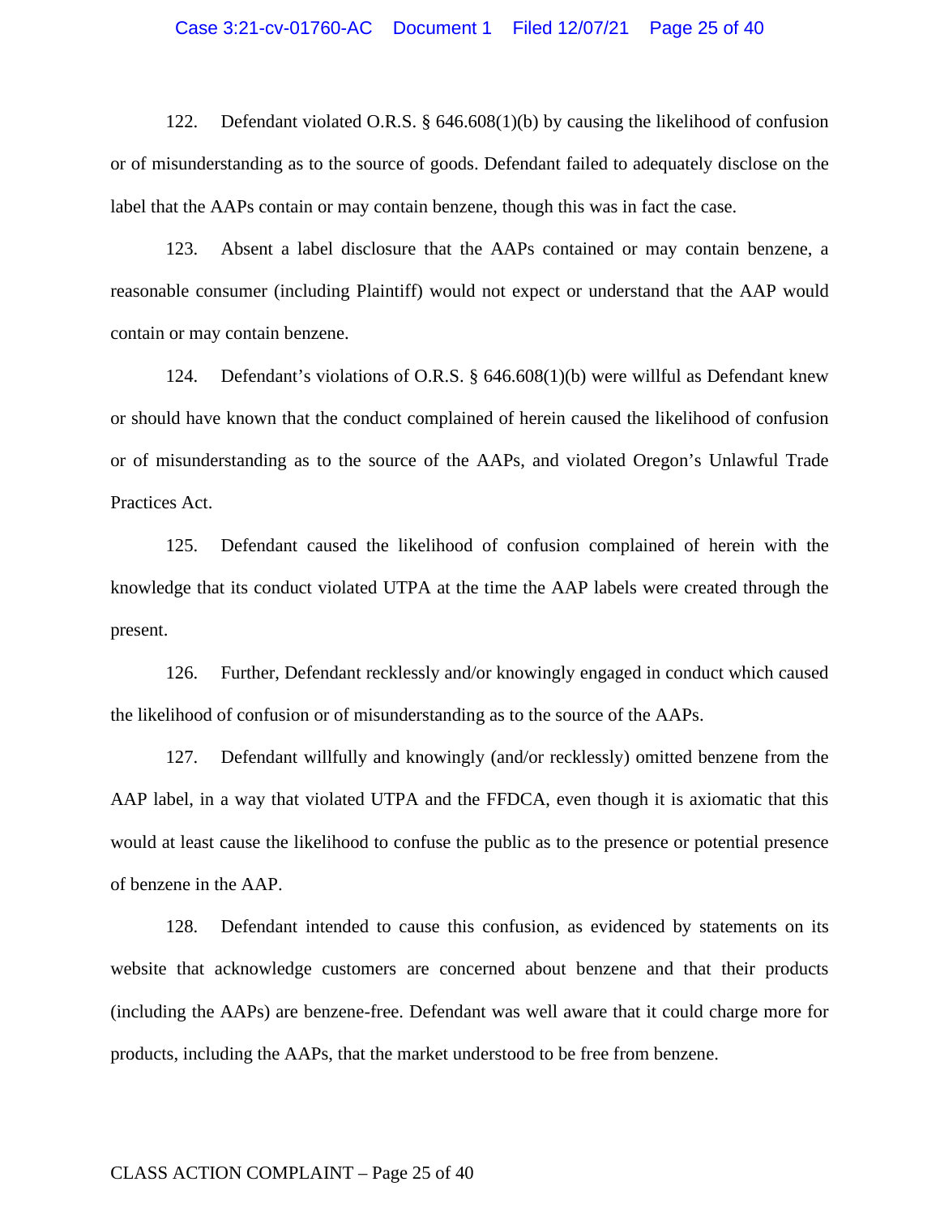122. Defendant violated O.R.S. § 646.608(1)(b) by causing the likelihood of confusion or of misunderstanding as to the source of goods. Defendant failed to adequately disclose on the label that the AAPs contain or may contain benzene, though this was in fact the case.

123. Absent a label disclosure that the AAPs contained or may contain benzene, a reasonable consumer (including Plaintiff) would not expect or understand that the AAP would contain or may contain benzene.

124. Defendant's violations of O.R.S. § 646.608(1)(b) were willful as Defendant knew or should have known that the conduct complained of herein caused the likelihood of confusion or of misunderstanding as to the source of the AAPs, and violated Oregon's Unlawful Trade Practices Act.

125. Defendant caused the likelihood of confusion complained of herein with the knowledge that its conduct violated UTPA at the time the AAP labels were created through the present.

126. Further, Defendant recklessly and/or knowingly engaged in conduct which caused the likelihood of confusion or of misunderstanding as to the source of the AAPs.

127. Defendant willfully and knowingly (and/or recklessly) omitted benzene from the AAP label, in a way that violated UTPA and the FFDCA, even though it is axiomatic that this would at least cause the likelihood to confuse the public as to the presence or potential presence of benzene in the AAP.

128. Defendant intended to cause this confusion, as evidenced by statements on its website that acknowledge customers are concerned about benzene and that their products (including the AAPs) are benzene-free. Defendant was well aware that it could charge more for products, including the AAPs, that the market understood to be free from benzene.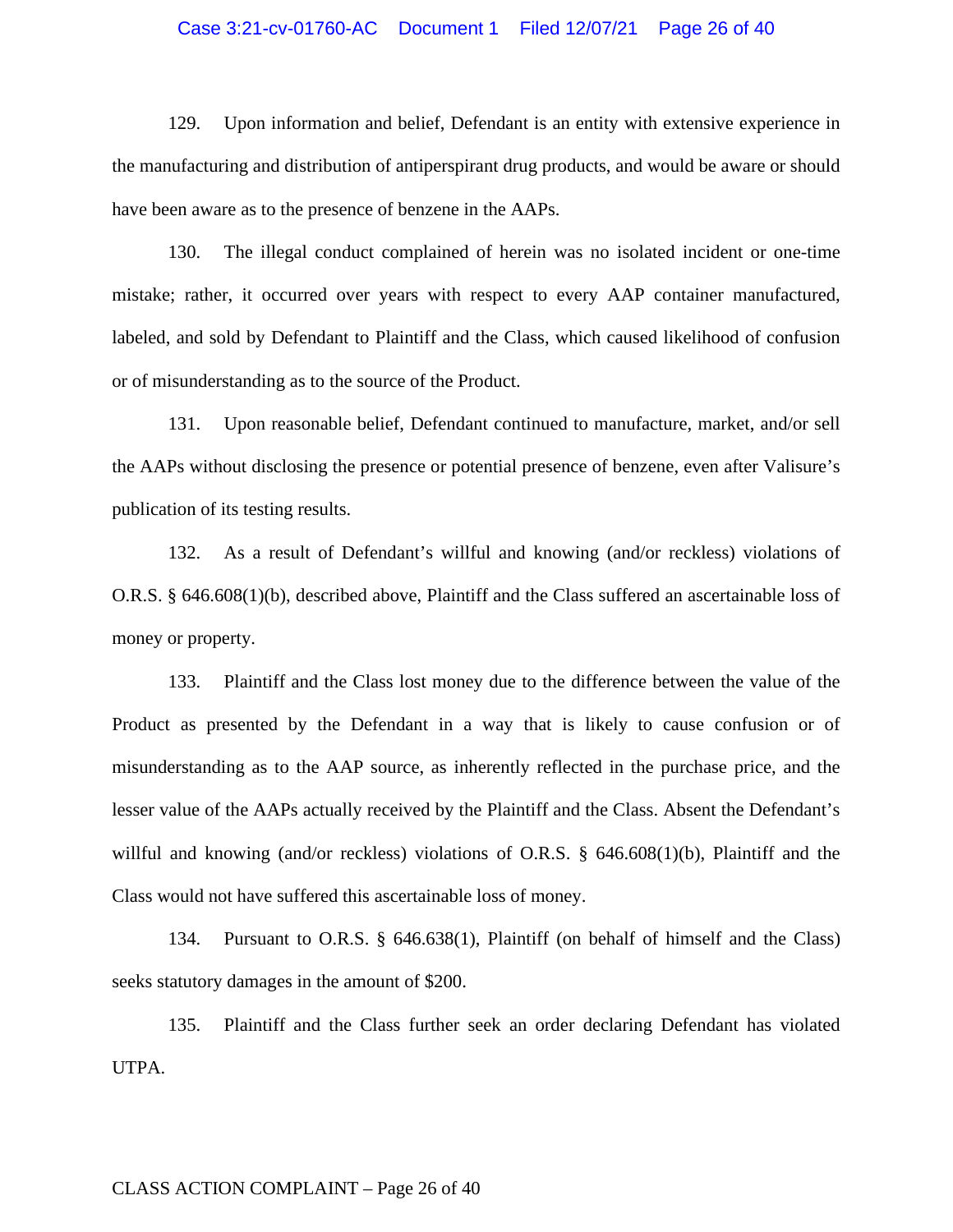129. Upon information and belief, Defendant is an entity with extensive experience in the manufacturing and distribution of antiperspirant drug products, and would be aware or should have been aware as to the presence of benzene in the AAPs.

130. The illegal conduct complained of herein was no isolated incident or one-time mistake; rather, it occurred over years with respect to every AAP container manufactured, labeled, and sold by Defendant to Plaintiff and the Class, which caused likelihood of confusion or of misunderstanding as to the source of the Product.

131. Upon reasonable belief, Defendant continued to manufacture, market, and/or sell the AAPs without disclosing the presence or potential presence of benzene, even after Valisure's publication of its testing results.

132. As a result of Defendant's willful and knowing (and/or reckless) violations of O.R.S. § 646.608(1)(b), described above, Plaintiff and the Class suffered an ascertainable loss of money or property.

133. Plaintiff and the Class lost money due to the difference between the value of the Product as presented by the Defendant in a way that is likely to cause confusion or of misunderstanding as to the AAP source, as inherently reflected in the purchase price, and the lesser value of the AAPs actually received by the Plaintiff and the Class. Absent the Defendant's willful and knowing (and/or reckless) violations of O.R.S. § 646.608(1)(b), Plaintiff and the Class would not have suffered this ascertainable loss of money.

134. Pursuant to O.R.S. § 646.638(1), Plaintiff (on behalf of himself and the Class) seeks statutory damages in the amount of $200.

135. Plaintiff and the Class further seek an order declaring Defendant has violated UTPA.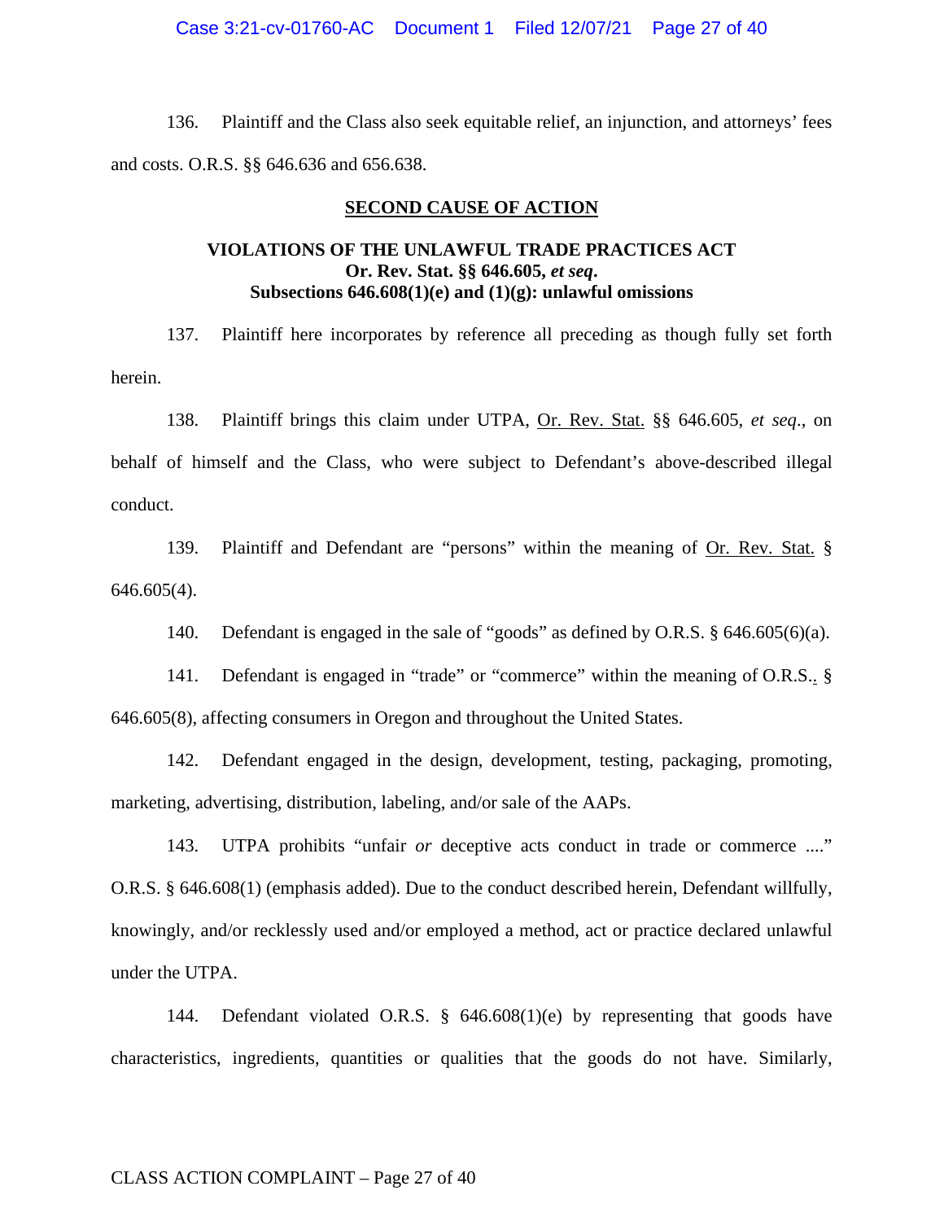136. Plaintiff and the Class also seek equitable relief, an injunction, and attorneys' fees and costs. O.R.S. §§ 646.636 and 656.638.

## SECOND CAUSE OF ACTION

### VIOLATIONS OF THE UNLAWFUL TRADE PRACTICES ACT
### Or. Rev. Stat. §§ 646.605, *et seq*.
### Subsections 646.608(1)(e) and (1)(g): unlawful omissions

137. Plaintiff here incorporates by reference all preceding as though fully set forth herein.

138. Plaintiff brings this claim under UTPA, Or. Rev. Stat. §§ 646.605, *et seq*., on behalf of himself and the Class, who were subject to Defendant's above-described illegal conduct.

139. Plaintiff and Defendant are "persons" within the meaning of Or. Rev. Stat. § 646.605(4).

140. Defendant is engaged in the sale of "goods" as defined by O.R.S. § 646.605(6)(a).

141. Defendant is engaged in "trade" or "commerce" within the meaning of O.R.S.. § 646.605(8), affecting consumers in Oregon and throughout the United States.

142. Defendant engaged in the design, development, testing, packaging, promoting, marketing, advertising, distribution, labeling, and/or sale of the AAPs.

143. UTPA prohibits "unfair *or* deceptive acts conduct in trade or commerce ...." O.R.S. § 646.608(1) (emphasis added). Due to the conduct described herein, Defendant willfully, knowingly, and/or recklessly used and/or employed a method, act or practice declared unlawful under the UTPA.

144. Defendant violated O.R.S. § 646.608(1)(e) by representing that goods have characteristics, ingredients, quantities or qualities that the goods do not have. Similarly,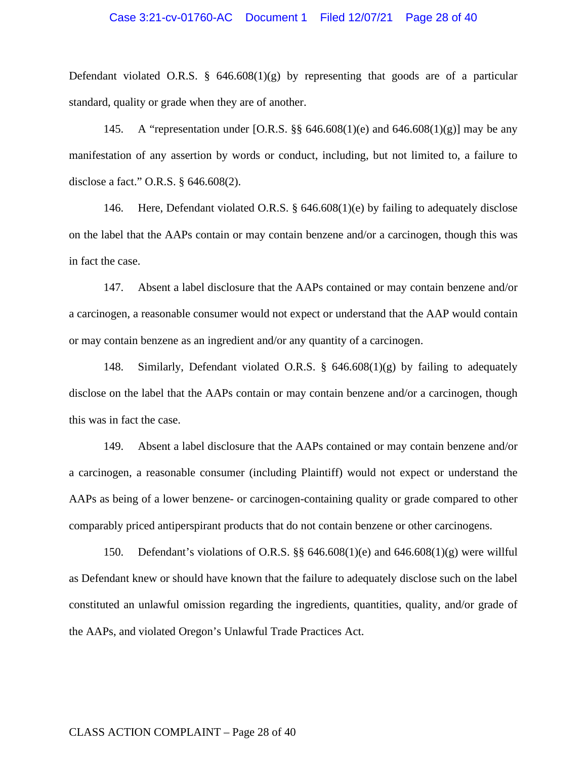Defendant violated O.R.S. § 646.608(1)(g) by representing that goods are of a particular standard, quality or grade when they are of another.

145. A "representation under [O.R.S. §§ 646.608(1)(e) and 646.608(1)(g)] may be any manifestation of any assertion by words or conduct, including, but not limited to, a failure to disclose a fact." O.R.S. § 646.608(2).

146. Here, Defendant violated O.R.S. § 646.608(1)(e) by failing to adequately disclose on the label that the AAPs contain or may contain benzene and/or a carcinogen, though this was in fact the case.

147. Absent a label disclosure that the AAPs contained or may contain benzene and/or a carcinogen, a reasonable consumer would not expect or understand that the AAP would contain or may contain benzene as an ingredient and/or any quantity of a carcinogen.

148. Similarly, Defendant violated O.R.S. § 646.608(1)(g) by failing to adequately disclose on the label that the AAPs contain or may contain benzene and/or a carcinogen, though this was in fact the case.

149. Absent a label disclosure that the AAPs contained or may contain benzene and/or a carcinogen, a reasonable consumer (including Plaintiff) would not expect or understand the AAPs as being of a lower benzene- or carcinogen-containing quality or grade compared to other comparably priced antiperspirant products that do not contain benzene or other carcinogens.

150. Defendant's violations of O.R.S. §§ 646.608(1)(e) and 646.608(1)(g) were willful as Defendant knew or should have known that the failure to adequately disclose such on the label constituted an unlawful omission regarding the ingredients, quantities, quality, and/or grade of the AAPs, and violated Oregon's Unlawful Trade Practices Act.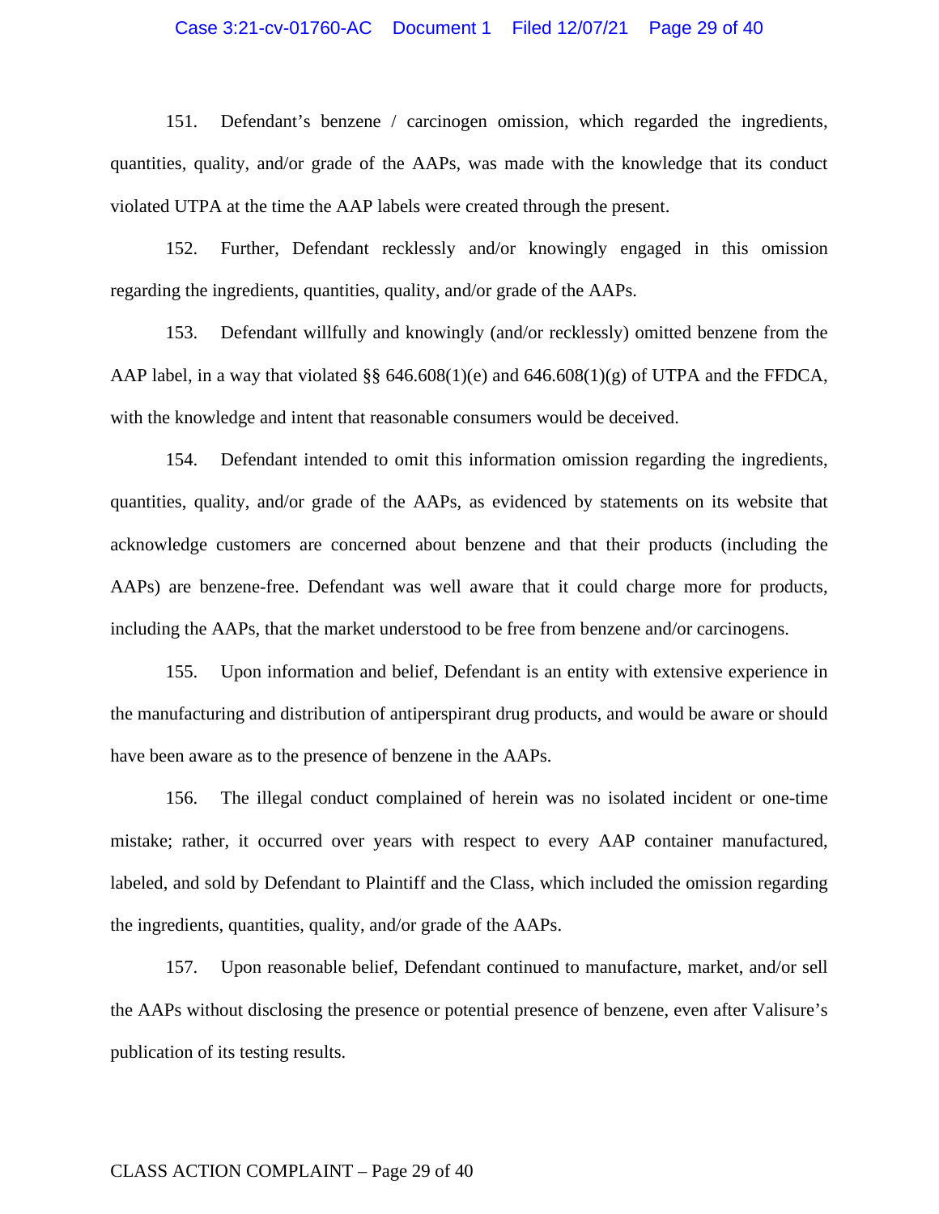151. Defendant's benzene / carcinogen omission, which regarded the ingredients, quantities, quality, and/or grade of the AAPs, was made with the knowledge that its conduct violated UTPA at the time the AAP labels were created through the present.

152. Further, Defendant recklessly and/or knowingly engaged in this omission regarding the ingredients, quantities, quality, and/or grade of the AAPs.

153. Defendant willfully and knowingly (and/or recklessly) omitted benzene from the AAP label, in a way that violated §§ 646.608(1)(e) and 646.608(1)(g) of UTPA and the FFDCA, with the knowledge and intent that reasonable consumers would be deceived.

154. Defendant intended to omit this information omission regarding the ingredients, quantities, quality, and/or grade of the AAPs, as evidenced by statements on its website that acknowledge customers are concerned about benzene and that their products (including the AAPs) are benzene-free. Defendant was well aware that it could charge more for products, including the AAPs, that the market understood to be free from benzene and/or carcinogens.

155. Upon information and belief, Defendant is an entity with extensive experience in the manufacturing and distribution of antiperspirant drug products, and would be aware or should have been aware as to the presence of benzene in the AAPs.

156. The illegal conduct complained of herein was no isolated incident or one-time mistake; rather, it occurred over years with respect to every AAP container manufactured, labeled, and sold by Defendant to Plaintiff and the Class, which included the omission regarding the ingredients, quantities, quality, and/or grade of the AAPs.

157. Upon reasonable belief, Defendant continued to manufacture, market, and/or sell the AAPs without disclosing the presence or potential presence of benzene, even after Valisure's publication of its testing results.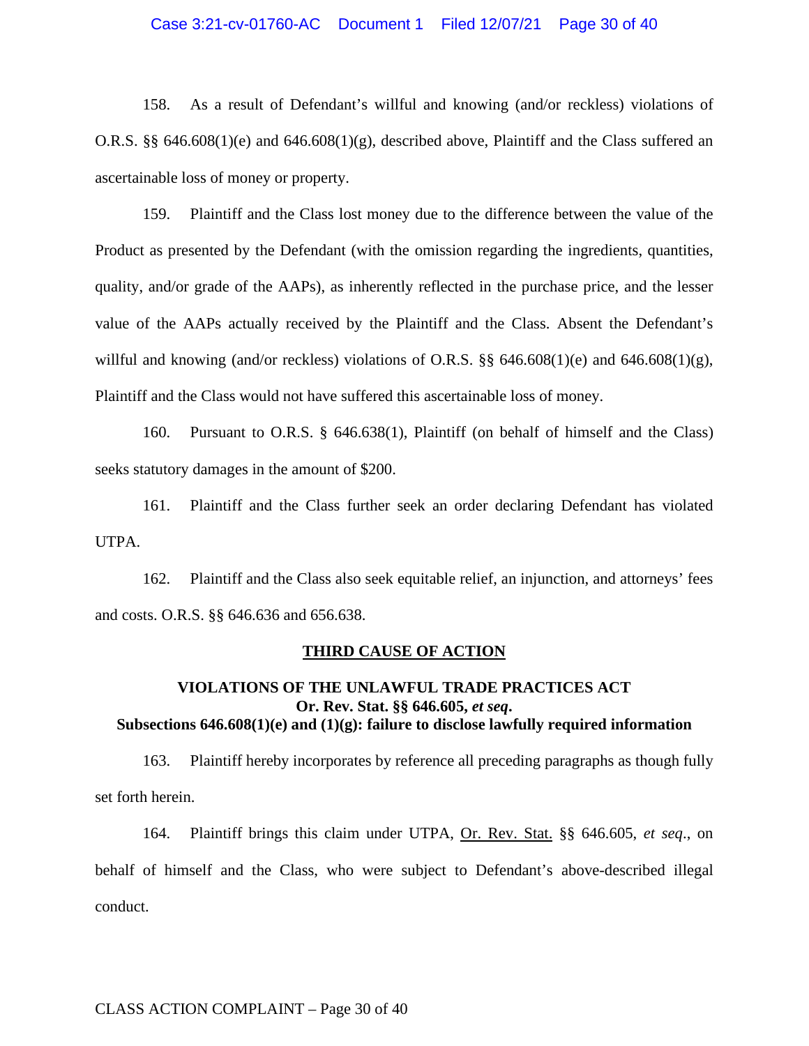158. As a result of Defendant's willful and knowing (and/or reckless) violations of O.R.S. §§ 646.608(1)(e) and 646.608(1)(g), described above, Plaintiff and the Class suffered an ascertainable loss of money or property.

159. Plaintiff and the Class lost money due to the difference between the value of the Product as presented by the Defendant (with the omission regarding the ingredients, quantities, quality, and/or grade of the AAPs), as inherently reflected in the purchase price, and the lesser value of the AAPs actually received by the Plaintiff and the Class. Absent the Defendant's willful and knowing (and/or reckless) violations of O.R.S. §§ 646.608(1)(e) and 646.608(1)(g), Plaintiff and the Class would not have suffered this ascertainable loss of money.

160. Pursuant to O.R.S. § 646.638(1), Plaintiff (on behalf of himself and the Class) seeks statutory damages in the amount of $200.

161. Plaintiff and the Class further seek an order declaring Defendant has violated UTPA.

162. Plaintiff and the Class also seek equitable relief, an injunction, and attorneys' fees and costs. O.R.S. §§ 646.636 and 656.638.

## THIRD CAUSE OF ACTION

### VIOLATIONS OF THE UNLAWFUL TRADE PRACTICES ACT
### Or. Rev. Stat. §§ 646.605, *et seq*.
### Subsections 646.608(1)(e) and (1)(g): failure to disclose lawfully required information

163. Plaintiff hereby incorporates by reference all preceding paragraphs as though fully set forth herein.

164. Plaintiff brings this claim under UTPA, Or. Rev. Stat. §§ 646.605, *et seq*., on behalf of himself and the Class, who were subject to Defendant's above-described illegal conduct.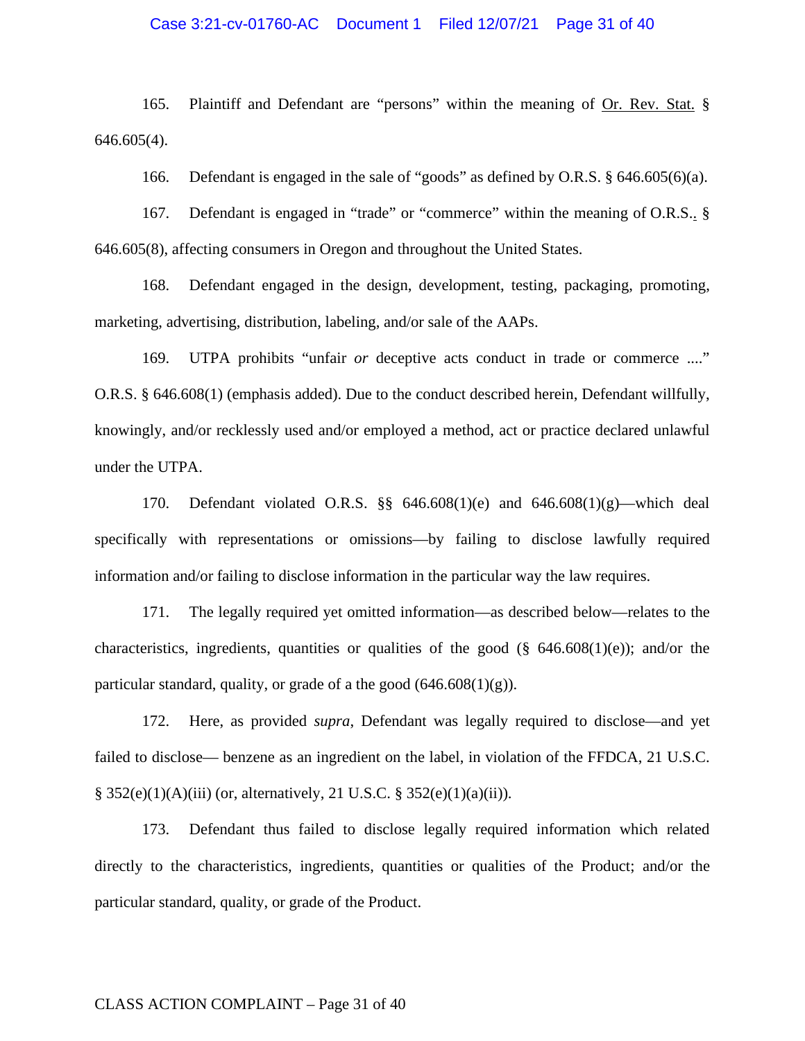165. Plaintiff and Defendant are "persons" within the meaning of Or. Rev. Stat. § 646.605(4).

166. Defendant is engaged in the sale of "goods" as defined by O.R.S. § 646.605(6)(a).

167. Defendant is engaged in "trade" or "commerce" within the meaning of O.R.S.. § 646.605(8), affecting consumers in Oregon and throughout the United States.

168. Defendant engaged in the design, development, testing, packaging, promoting, marketing, advertising, distribution, labeling, and/or sale of the AAPs.

169. UTPA prohibits "unfair *or* deceptive acts conduct in trade or commerce ...." O.R.S. § 646.608(1) (emphasis added). Due to the conduct described herein, Defendant willfully, knowingly, and/or recklessly used and/or employed a method, act or practice declared unlawful under the UTPA.

170. Defendant violated O.R.S. §§ 646.608(1)(e) and 646.608(1)(g)—which deal specifically with representations or omissions—by failing to disclose lawfully required information and/or failing to disclose information in the particular way the law requires.

171. The legally required yet omitted information—as described below—relates to the characteristics, ingredients, quantities or qualities of the good (§ 646.608(1)(e)); and/or the particular standard, quality, or grade of a the good (646.608(1)(g)).

172. Here, as provided *supra*, Defendant was legally required to disclose—and yet failed to disclose— benzene as an ingredient on the label, in violation of the FFDCA, 21 U.S.C. § 352(e)(1)(A)(iii) (or, alternatively, 21 U.S.C. § 352(e)(1)(a)(ii)).

173. Defendant thus failed to disclose legally required information which related directly to the characteristics, ingredients, quantities or qualities of the Product; and/or the particular standard, quality, or grade of the Product.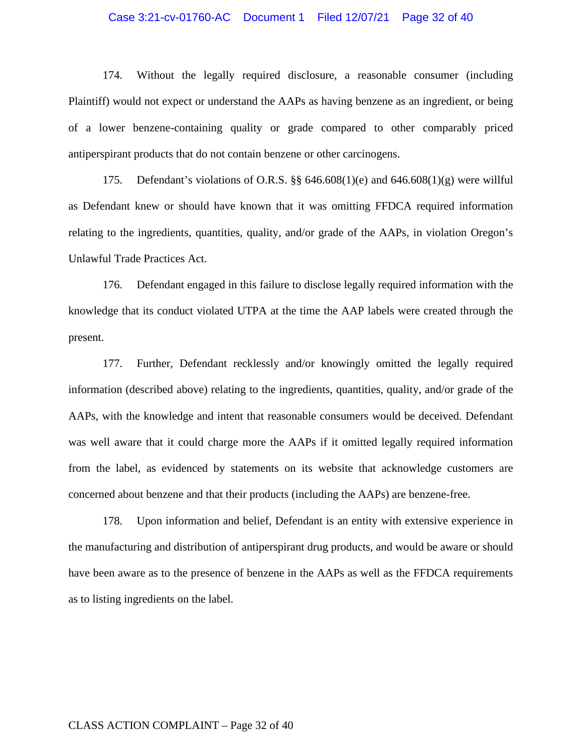174. Without the legally required disclosure, a reasonable consumer (including Plaintiff) would not expect or understand the AAPs as having benzene as an ingredient, or being of a lower benzene-containing quality or grade compared to other comparably priced antiperspirant products that do not contain benzene or other carcinogens.

175. Defendant's violations of O.R.S. §§ 646.608(1)(e) and 646.608(1)(g) were willful as Defendant knew or should have known that it was omitting FFDCA required information relating to the ingredients, quantities, quality, and/or grade of the AAPs, in violation Oregon's Unlawful Trade Practices Act.

176. Defendant engaged in this failure to disclose legally required information with the knowledge that its conduct violated UTPA at the time the AAP labels were created through the present.

177. Further, Defendant recklessly and/or knowingly omitted the legally required information (described above) relating to the ingredients, quantities, quality, and/or grade of the AAPs, with the knowledge and intent that reasonable consumers would be deceived. Defendant was well aware that it could charge more the AAPs if it omitted legally required information from the label, as evidenced by statements on its website that acknowledge customers are concerned about benzene and that their products (including the AAPs) are benzene-free.

178. Upon information and belief, Defendant is an entity with extensive experience in the manufacturing and distribution of antiperspirant drug products, and would be aware or should have been aware as to the presence of benzene in the AAPs as well as the FFDCA requirements as to listing ingredients on the label.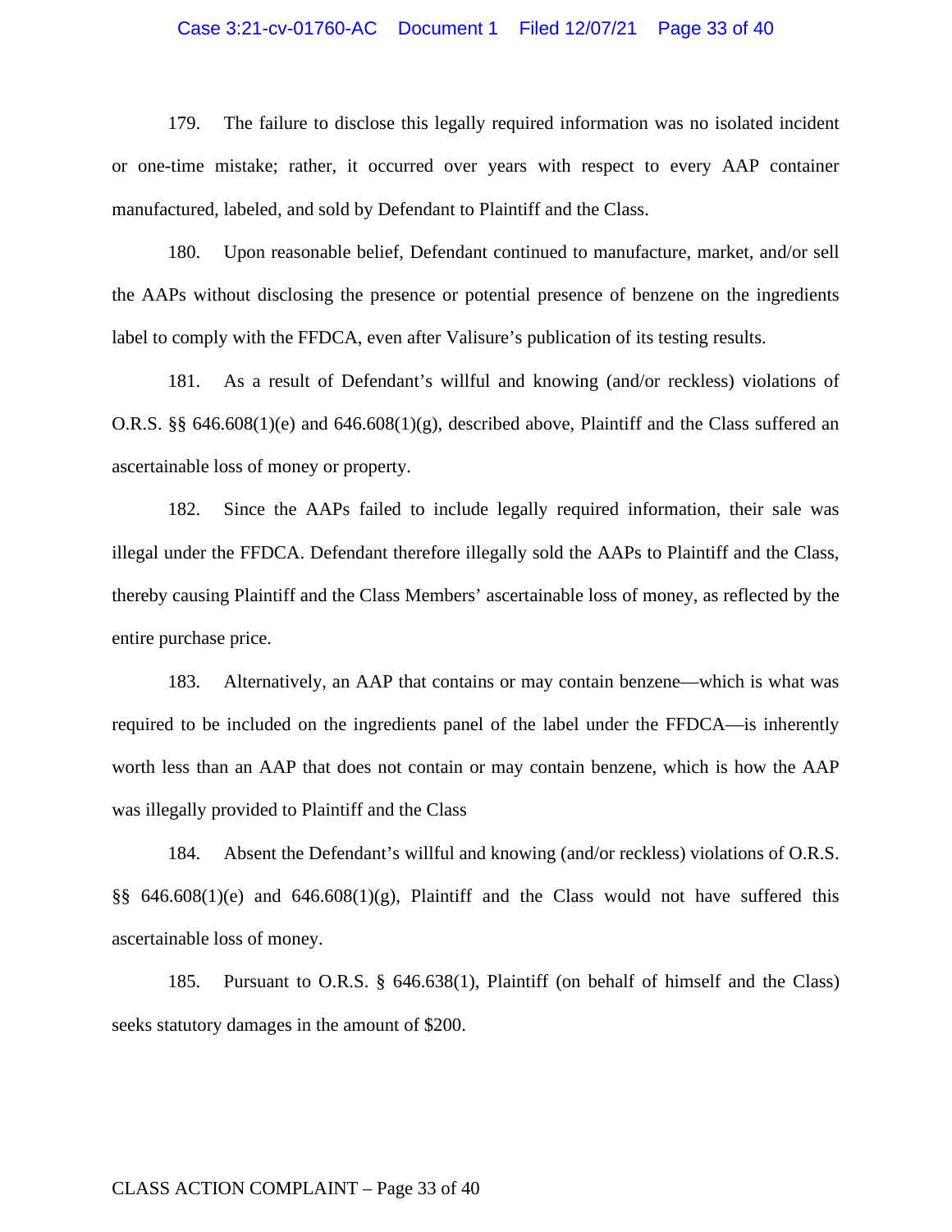179. The failure to disclose this legally required information was no isolated incident or one-time mistake; rather, it occurred over years with respect to every AAP container manufactured, labeled, and sold by Defendant to Plaintiff and the Class.

180. Upon reasonable belief, Defendant continued to manufacture, market, and/or sell the AAPs without disclosing the presence or potential presence of benzene on the ingredients label to comply with the FFDCA, even after Valisure's publication of its testing results.

181. As a result of Defendant's willful and knowing (and/or reckless) violations of O.R.S. §§ 646.608(1)(e) and 646.608(1)(g), described above, Plaintiff and the Class suffered an ascertainable loss of money or property.

182. Since the AAPs failed to include legally required information, their sale was illegal under the FFDCA. Defendant therefore illegally sold the AAPs to Plaintiff and the Class, thereby causing Plaintiff and the Class Members' ascertainable loss of money, as reflected by the entire purchase price.

183. Alternatively, an AAP that contains or may contain benzene—which is what was required to be included on the ingredients panel of the label under the FFDCA—is inherently worth less than an AAP that does not contain or may contain benzene, which is how the AAP was illegally provided to Plaintiff and the Class

184. Absent the Defendant's willful and knowing (and/or reckless) violations of O.R.S. §§ 646.608(1)(e) and 646.608(1)(g), Plaintiff and the Class would not have suffered this ascertainable loss of money.

185. Pursuant to O.R.S. § 646.638(1), Plaintiff (on behalf of himself and the Class) seeks statutory damages in the amount of $200.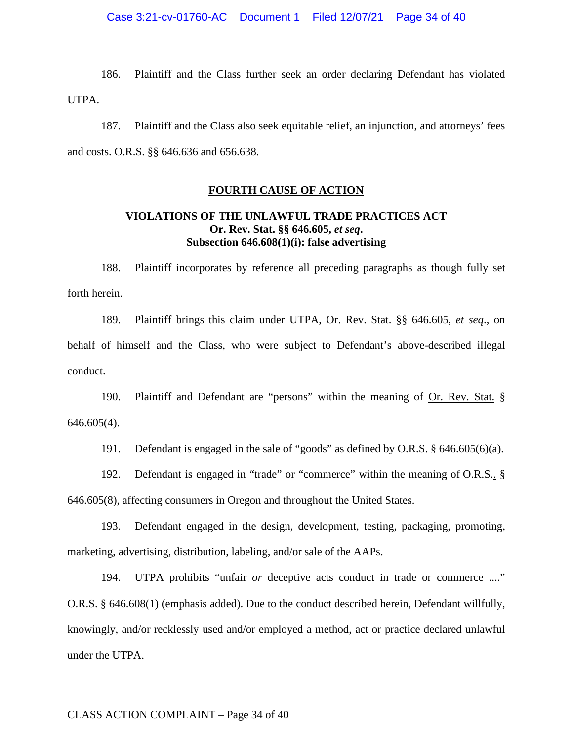186. Plaintiff and the Class further seek an order declaring Defendant has violated UTPA.

187. Plaintiff and the Class also seek equitable relief, an injunction, and attorneys' fees and costs. O.R.S. §§ 646.636 and 656.638.

## FOURTH CAUSE OF ACTION

### VIOLATIONS OF THE UNLAWFUL TRADE PRACTICES ACT
### Or. Rev. Stat. §§ 646.605, *et seq*.
### Subsection 646.608(1)(i): false advertising

188. Plaintiff incorporates by reference all preceding paragraphs as though fully set forth herein.

189. Plaintiff brings this claim under UTPA, Or. Rev. Stat. §§ 646.605, *et seq*., on behalf of himself and the Class, who were subject to Defendant's above-described illegal conduct.

190. Plaintiff and Defendant are "persons" within the meaning of Or. Rev. Stat. § 646.605(4).

191. Defendant is engaged in the sale of "goods" as defined by O.R.S. § 646.605(6)(a).

192. Defendant is engaged in "trade" or "commerce" within the meaning of O.R.S.. § 646.605(8), affecting consumers in Oregon and throughout the United States.

193. Defendant engaged in the design, development, testing, packaging, promoting, marketing, advertising, distribution, labeling, and/or sale of the AAPs.

194. UTPA prohibits "unfair *or* deceptive acts conduct in trade or commerce ...." O.R.S. § 646.608(1) (emphasis added). Due to the conduct described herein, Defendant willfully, knowingly, and/or recklessly used and/or employed a method, act or practice declared unlawful under the UTPA.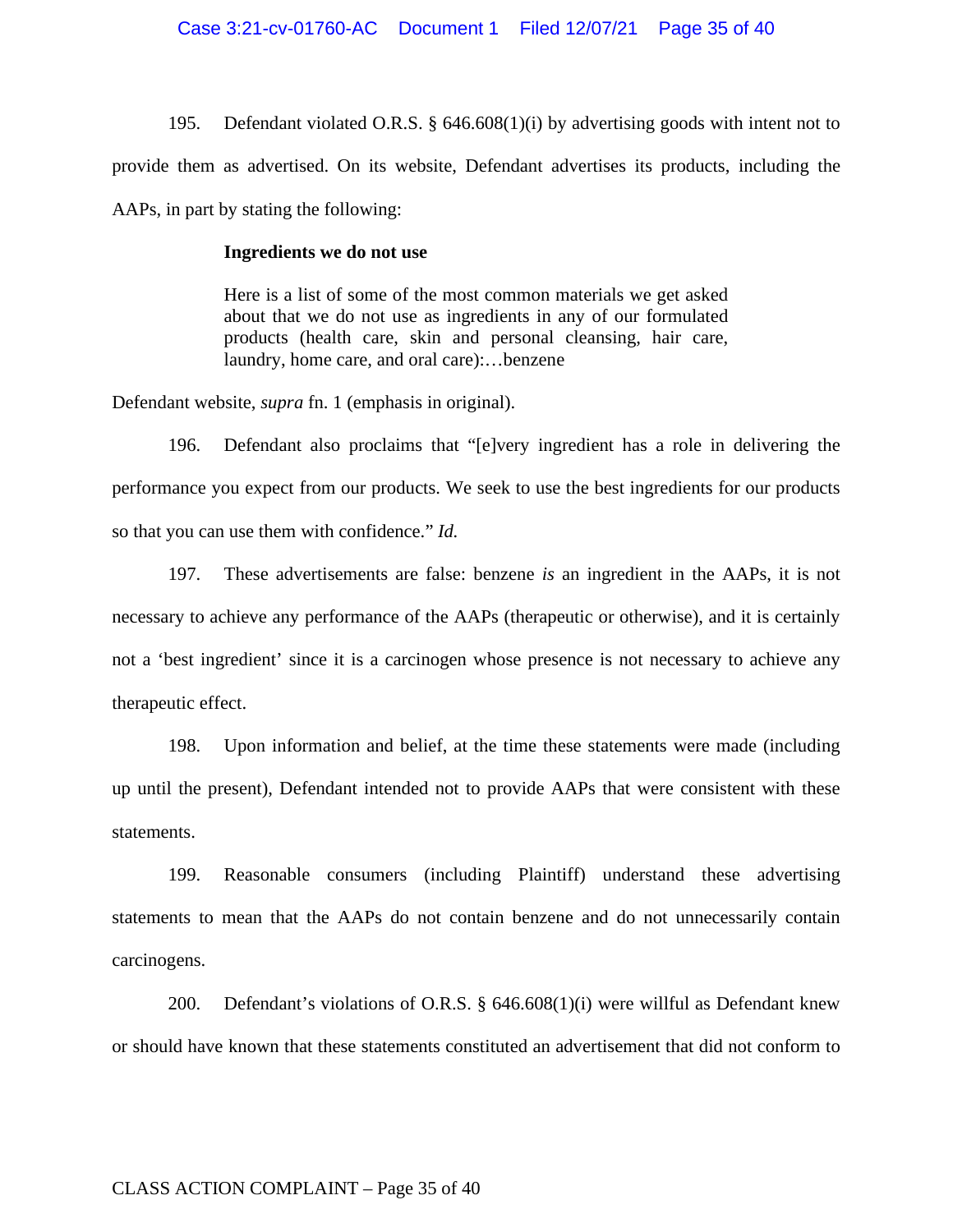195. Defendant violated O.R.S. § 646.608(1)(i) by advertising goods with intent not to provide them as advertised. On its website, Defendant advertises its products, including the AAPs, in part by stating the following:

> **Ingredients we do not use**
>
> Here is a list of some of the most common materials we get asked about that we do not use as ingredients in any of our formulated products (health care, skin and personal cleansing, hair care, laundry, home care, and oral care):…benzene

Defendant website, *supra* fn. 1 (emphasis in original).

196. Defendant also proclaims that "[e]very ingredient has a role in delivering the performance you expect from our products. We seek to use the best ingredients for our products so that you can use them with confidence." *Id.*

197. These advertisements are false: benzene *is* an ingredient in the AAPs, it is not necessary to achieve any performance of the AAPs (therapeutic or otherwise), and it is certainly not a 'best ingredient' since it is a carcinogen whose presence is not necessary to achieve any therapeutic effect.

198. Upon information and belief, at the time these statements were made (including up until the present), Defendant intended not to provide AAPs that were consistent with these statements.

199. Reasonable consumers (including Plaintiff) understand these advertising statements to mean that the AAPs do not contain benzene and do not unnecessarily contain carcinogens.

200. Defendant's violations of O.R.S. § 646.608(1)(i) were willful as Defendant knew or should have known that these statements constituted an advertisement that did not conform to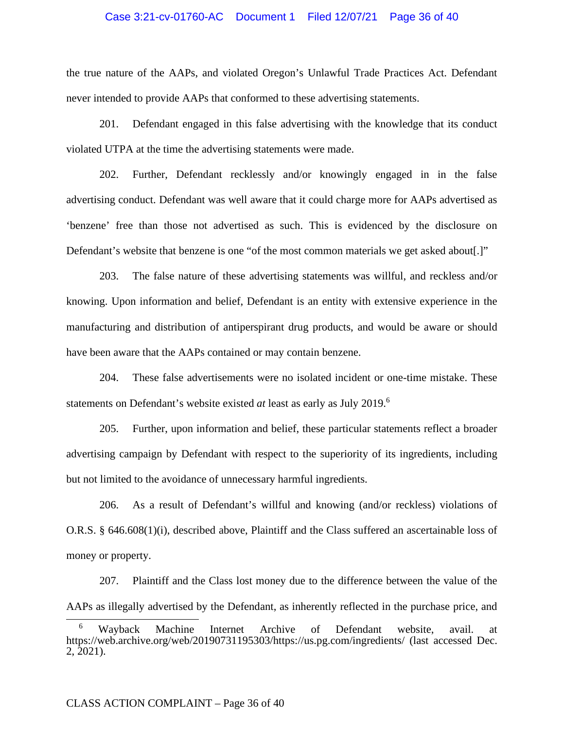the true nature of the AAPs, and violated Oregon's Unlawful Trade Practices Act. Defendant never intended to provide AAPs that conformed to these advertising statements.

201. Defendant engaged in this false advertising with the knowledge that its conduct violated UTPA at the time the advertising statements were made.

202. Further, Defendant recklessly and/or knowingly engaged in in the false advertising conduct. Defendant was well aware that it could charge more for AAPs advertised as 'benzene' free than those not advertised as such. This is evidenced by the disclosure on Defendant's website that benzene is one "of the most common materials we get asked about[.]"

203. The false nature of these advertising statements was willful, and reckless and/or knowing. Upon information and belief, Defendant is an entity with extensive experience in the manufacturing and distribution of antiperspirant drug products, and would be aware or should have been aware that the AAPs contained or may contain benzene.

204. These false advertisements were no isolated incident or one-time mistake. These statements on Defendant's website existed *at* least as early as July 2019.[6]

205. Further, upon information and belief, these particular statements reflect a broader advertising campaign by Defendant with respect to the superiority of its ingredients, including but not limited to the avoidance of unnecessary harmful ingredients.

206. As a result of Defendant's willful and knowing (and/or reckless) violations of O.R.S. § 646.608(1)(i), described above, Plaintiff and the Class suffered an ascertainable loss of money or property.

207. Plaintiff and the Class lost money due to the difference between the value of the AAPs as illegally advertised by the Defendant, as inherently reflected in the purchase price, and

---

[6] Wayback Machine Internet Archive of Defendant website, avail. at https://web.archive.org/web/20190731195303/https://us.pg.com/ingredients/ (last accessed Dec. 2, 2021).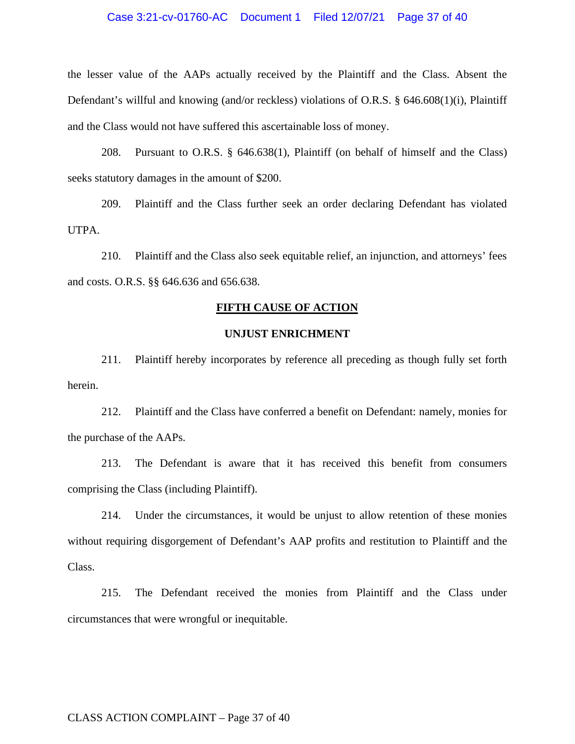the lesser value of the AAPs actually received by the Plaintiff and the Class. Absent the Defendant's willful and knowing (and/or reckless) violations of O.R.S. § 646.608(1)(i), Plaintiff and the Class would not have suffered this ascertainable loss of money.

208. Pursuant to O.R.S. § 646.638(1), Plaintiff (on behalf of himself and the Class) seeks statutory damages in the amount of $200.

209. Plaintiff and the Class further seek an order declaring Defendant has violated UTPA.

210. Plaintiff and the Class also seek equitable relief, an injunction, and attorneys' fees and costs. O.R.S. §§ 646.636 and 656.638.

## FIFTH CAUSE OF ACTION

### UNJUST ENRICHMENT

211. Plaintiff hereby incorporates by reference all preceding as though fully set forth herein.

212. Plaintiff and the Class have conferred a benefit on Defendant: namely, monies for the purchase of the AAPs.

213. The Defendant is aware that it has received this benefit from consumers comprising the Class (including Plaintiff).

214. Under the circumstances, it would be unjust to allow retention of these monies without requiring disgorgement of Defendant's AAP profits and restitution to Plaintiff and the Class.

215. The Defendant received the monies from Plaintiff and the Class under circumstances that were wrongful or inequitable.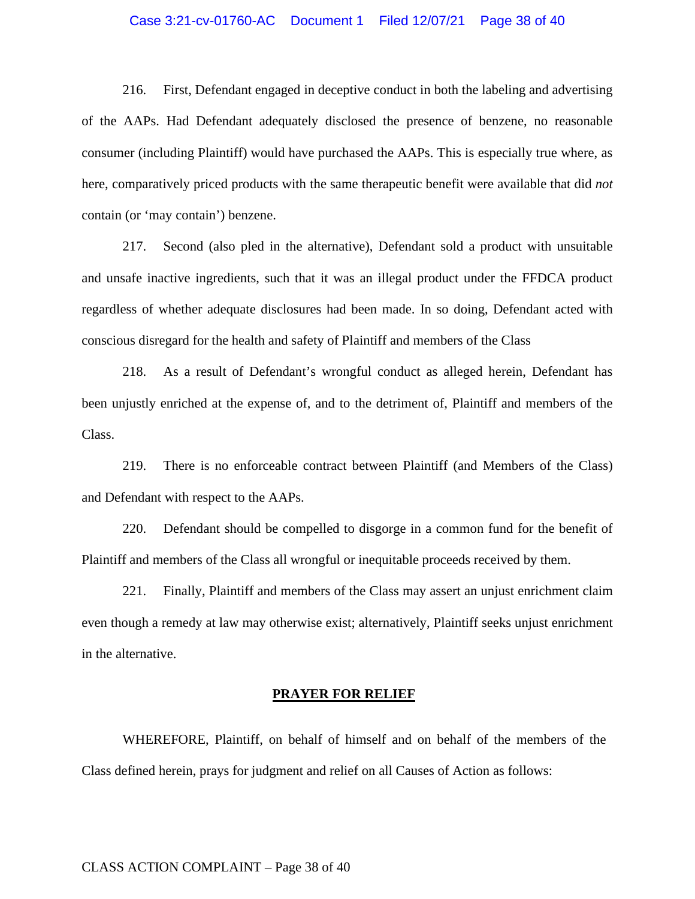216. First, Defendant engaged in deceptive conduct in both the labeling and advertising of the AAPs. Had Defendant adequately disclosed the presence of benzene, no reasonable consumer (including Plaintiff) would have purchased the AAPs. This is especially true where, as here, comparatively priced products with the same therapeutic benefit were available that did *not* contain (or 'may contain') benzene.

217. Second (also pled in the alternative), Defendant sold a product with unsuitable and unsafe inactive ingredients, such that it was an illegal product under the FFDCA product regardless of whether adequate disclosures had been made. In so doing, Defendant acted with conscious disregard for the health and safety of Plaintiff and members of the Class

218. As a result of Defendant's wrongful conduct as alleged herein, Defendant has been unjustly enriched at the expense of, and to the detriment of, Plaintiff and members of the Class.

219. There is no enforceable contract between Plaintiff (and Members of the Class) and Defendant with respect to the AAPs.

220. Defendant should be compelled to disgorge in a common fund for the benefit of Plaintiff and members of the Class all wrongful or inequitable proceeds received by them.

221. Finally, Plaintiff and members of the Class may assert an unjust enrichment claim even though a remedy at law may otherwise exist; alternatively, Plaintiff seeks unjust enrichment in the alternative.

## PRAYER FOR RELIEF

WHEREFORE, Plaintiff, on behalf of himself and on behalf of the members of the Class defined herein, prays for judgment and relief on all Causes of Action as follows: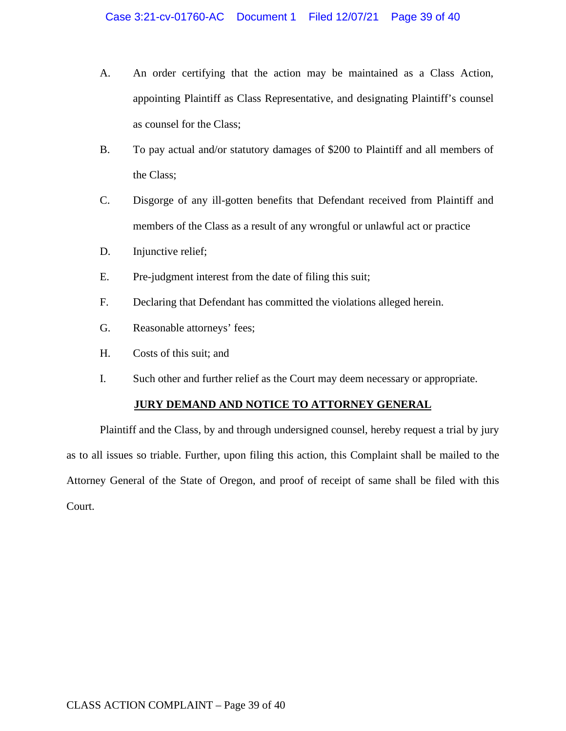A. An order certifying that the action may be maintained as a Class Action, appointing Plaintiff as Class Representative, and designating Plaintiff's counsel as counsel for the Class;

B. To pay actual and/or statutory damages of $200 to Plaintiff and all members of the Class;

C. Disgorge of any ill-gotten benefits that Defendant received from Plaintiff and members of the Class as a result of any wrongful or unlawful act or practice

D. Injunctive relief;

E. Pre-judgment interest from the date of filing this suit;

F. Declaring that Defendant has committed the violations alleged herein.

G. Reasonable attorneys' fees;

H. Costs of this suit; and

I. Such other and further relief as the Court may deem necessary or appropriate.

**JURY DEMAND AND NOTICE TO ATTORNEY GENERAL**

Plaintiff and the Class, by and through undersigned counsel, hereby request a trial by jury as to all issues so triable. Further, upon filing this action, this Complaint shall be mailed to the Attorney General of the State of Oregon, and proof of receipt of same shall be filed with this Court.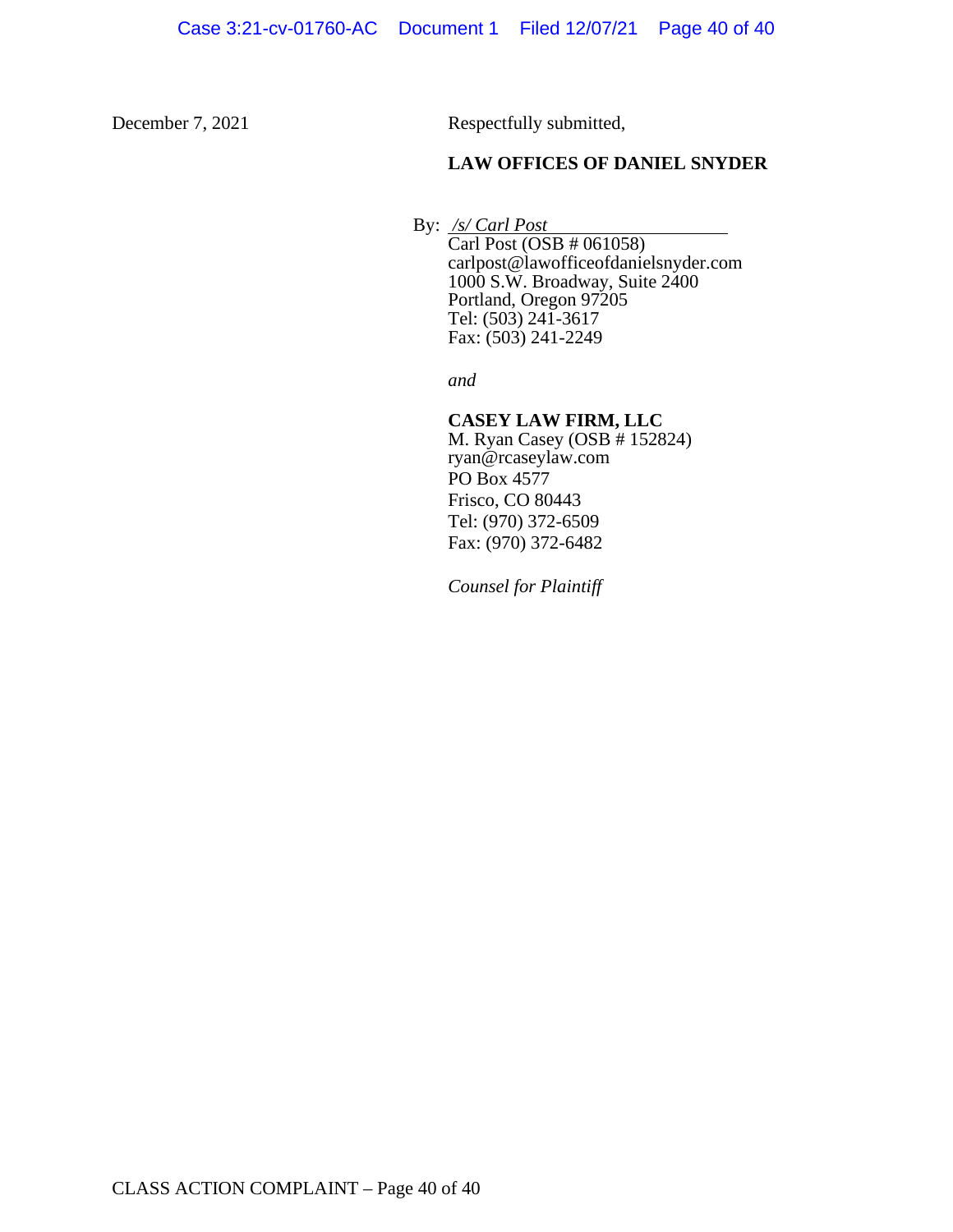December 7, 2021

Respectfully submitted,

**LAW OFFICES OF DANIEL SNYDER**

By: */s/ Carl Post*
Carl Post (OSB # 061058)
carlpost@lawofficeofdanielsnyder.com
1000 S.W. Broadway, Suite 2400
Portland, Oregon 97205
Tel: (503) 241-3617
Fax: (503) 241-2249

*and*

**CASEY LAW FIRM, LLC**
M. Ryan Casey (OSB # 152824)
ryan@rcaseylaw.com
PO Box 4577
Frisco, CO 80443
Tel: (970) 372-6509
Fax: (970) 372-6482

*Counsel for Plaintiff*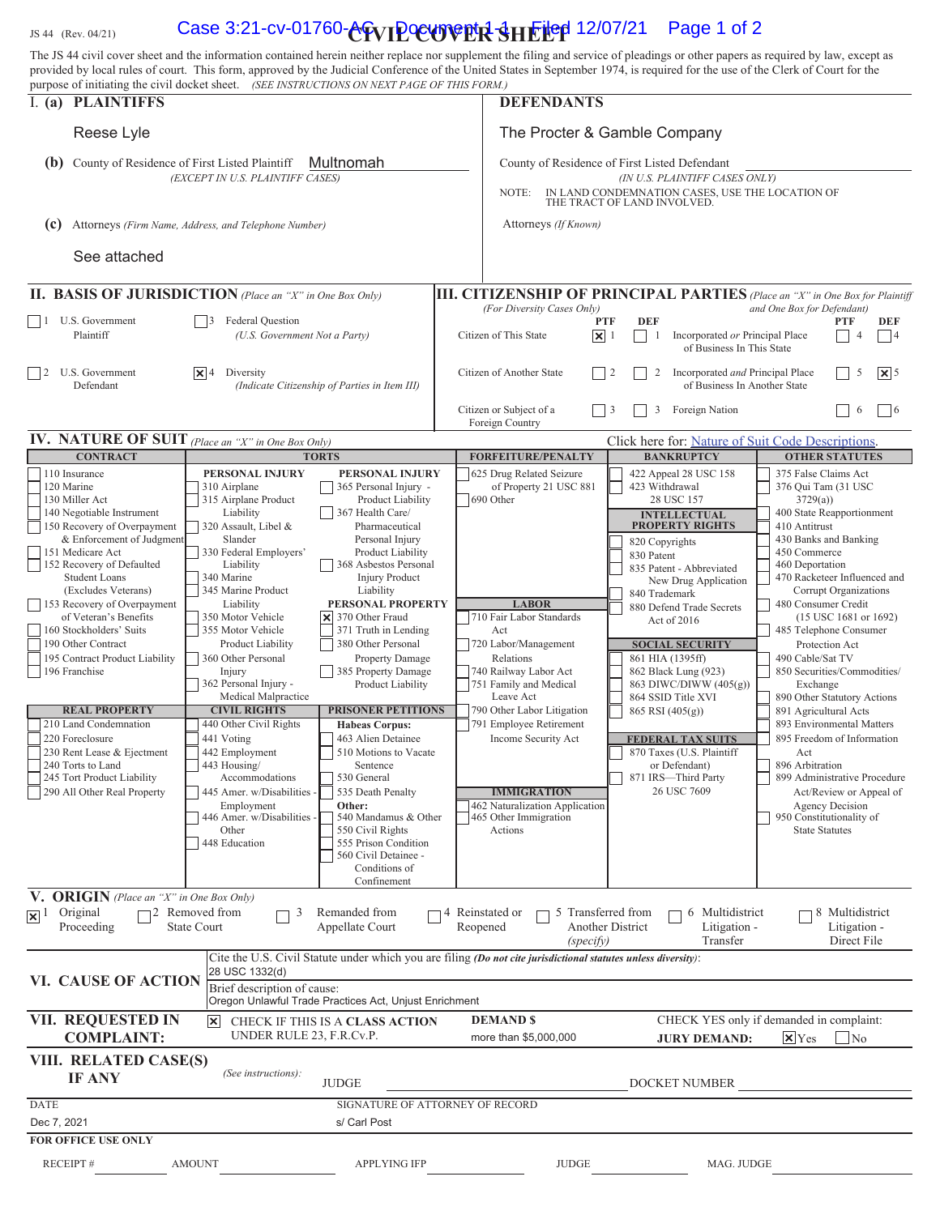JS 44 (Rev. 04/21)

# CIVIL COVER SHEET

Case 3:21-cv-01760-AC Document 1-1 Filed 12/07/21

The JS 44 civil cover sheet and the information contained herein neither replace nor supplement the filing and service of pleadings or other papers as required by law, except as provided by local rules of court. This form, approved by the Judicial Conference of the United States in September 1974, is required for the use of the Clerk of Court for the purpose of initiating the civil docket sheet. *(SEE INSTRUCTIONS ON NEXT PAGE OF THIS FORM.)*

## I. (a) PLAINTIFFS

Reese Lyle

**(b)** County of Residence of First Listed Plaintiff: Multnomah
*(EXCEPT IN U.S. PLAINTIFF CASES)*

**(c)** Attorneys *(Firm Name, Address, and Telephone Number)*

See attached

## DEFENDANTS

The Procter & Gamble Company

County of Residence of First Listed Defendant
*(IN U.S. PLAINTIFF CASES ONLY)*

NOTE: IN LAND CONDEMNATION CASES, USE THE LOCATION OF THE TRACT OF LAND INVOLVED.

Attorneys *(If Known)*

## II. BASIS OF JURISDICTION *(Place an "X" in One Box Only)*

- ☐ 1 U.S. Government Plaintiff
- ☐ 3 Federal Question (U.S. Government Not a Party)
- ☐ 2 U.S. Government Defendant
- ☒ 4 Diversity (Indicate Citizenship of Parties in Item III)

## III. CITIZENSHIP OF PRINCIPAL PARTIES *(Place an "X" in One Box for Plaintiff and One Box for Defendant)* *(For Diversity Cases Only)*

| | PTF | DEF | | PTF | DEF |
|---|---|---|---|---|---|
| Citizen of This State | ☒ 1 | ☐ 1 | Incorporated *or* Principal Place of Business In This State | ☐ 4 | ☐ 4 |
| Citizen of Another State | ☐ 2 | ☐ 2 | Incorporated *and* Principal Place of Business In Another State | ☐ 5 | ☒ 5 |
| Citizen or Subject of a Foreign Country | ☐ 3 | ☐ 3 | Foreign Nation | ☐ 6 | ☐ 6 |

## IV. NATURE OF SUIT *(Place an "X" in One Box Only)*

Click here for: Nature of Suit Code Descriptions.

Selected: ☒ 370 Other Fraud (Torts – Personal Property)

| CONTRACT | TORTS | FORFEITURE/PENALTY | BANKRUPTCY | OTHER STATUTES |
|---|---|---|---|---|
| 110 Insurance; 120 Marine; 130 Miller Act; 140 Negotiable Instrument; 150 Recovery of Overpayment & Enforcement of Judgment; 151 Medicare Act; 152 Recovery of Defaulted Student Loans (Excludes Veterans); 153 Recovery of Overpayment of Veteran's Benefits; 160 Stockholders' Suits; 190 Other Contract; 195 Contract Product Liability; 196 Franchise | PERSONAL INJURY: 310 Airplane; 315 Airplane Product Liability; 320 Assault, Libel & Slander; 330 Federal Employers' Liability; 340 Marine; 345 Marine Product Liability; 350 Motor Vehicle; 355 Motor Vehicle Product Liability; 360 Other Personal Injury; 362 Personal Injury - Medical Malpractice. PERSONAL INJURY: 365 Personal Injury - Product Liability; 367 Health Care/Pharmaceutical Personal Injury Product Liability; 368 Asbestos Personal Injury Product Liability. PERSONAL PROPERTY: ☒ 370 Other Fraud; 371 Truth in Lending; 380 Other Personal Property Damage; 385 Property Damage Product Liability | 625 Drug Related Seizure of Property 21 USC 881; 690 Other | 422 Appeal 28 USC 158; 423 Withdrawal 28 USC 157. INTELLECTUAL PROPERTY RIGHTS: 820 Copyrights; 830 Patent; 835 Patent - Abbreviated New Drug Application; 840 Trademark; 880 Defend Trade Secrets Act of 2016 | 375 False Claims Act; 376 Qui Tam (31 USC 3729(a)); 400 State Reapportionment; 410 Antitrust; 430 Banks and Banking; 450 Commerce; 460 Deportation; 470 Racketeer Influenced and Corrupt Organizations; 480 Consumer Credit (15 USC 1681 or 1692); 485 Telephone Consumer Protection Act; 490 Cable/Sat TV; 850 Securities/Commodities/Exchange; 890 Other Statutory Actions; 891 Agricultural Acts; 893 Environmental Matters; 895 Freedom of Information Act; 896 Arbitration; 899 Administrative Procedure Act/Review or Appeal of Agency Decision; 950 Constitutionality of State Statutes |
| REAL PROPERTY: 210 Land Condemnation; 220 Foreclosure; 230 Rent Lease & Ejectment; 240 Torts to Land; 245 Tort Product Liability; 290 All Other Real Property | CIVIL RIGHTS: 440 Other Civil Rights; 441 Voting; 442 Employment; 443 Housing/Accommodations; 445 Amer. w/Disabilities - Employment; 446 Amer. w/Disabilities - Other; 448 Education. PRISONER PETITIONS: Habeas Corpus: 463 Alien Detainee; 510 Motions to Vacate Sentence; 530 General; 535 Death Penalty; Other: 540 Mandamus & Other; 550 Civil Rights; 555 Prison Condition; 560 Civil Detainee - Conditions of Confinement | LABOR: 710 Fair Labor Standards Act; 720 Labor/Management Relations; 740 Railway Labor Act; 751 Family and Medical Leave Act; 790 Other Labor Litigation; 791 Employee Retirement Income Security Act. IMMIGRATION: 462 Naturalization Application; 465 Other Immigration Actions | SOCIAL SECURITY: 861 HIA (1395ff); 862 Black Lung (923); 863 DIWC/DIWW (405(g)); 864 SSID Title XVI; 865 RSI (405(g)). FEDERAL TAX SUITS: 870 Taxes (U.S. Plaintiff or Defendant); 871 IRS—Third Party 26 USC 7609 | |

## V. ORIGIN *(Place an "X" in One Box Only)*

- ☒ 1 Original Proceeding
- ☐ 2 Removed from State Court
- ☐ 3 Remanded from Appellate Court
- ☐ 4 Reinstated or Reopened
- ☐ 5 Transferred from Another District *(specify)*
- ☐ 6 Multidistrict Litigation - Transfer
- ☐ 8 Multidistrict Litigation - Direct File

## VI. CAUSE OF ACTION

Cite the U.S. Civil Statute under which you are filing *(Do not cite jurisdictional statutes unless diversity)*: 28 USC 1332(d)

Brief description of cause: Oregon Unlawful Trade Practices Act, Unjust Enrichment

## VII. REQUESTED IN COMPLAINT:

☒ CHECK IF THIS IS A CLASS ACTION UNDER RULE 23, F.R.Cv.P.

DEMAND $: more than $5,000,000

CHECK YES only if demanded in complaint: JURY DEMAND: ☒ Yes ☐ No

## VIII. RELATED CASE(S) IF ANY *(See instructions)*:

JUDGE ______ DOCKET NUMBER ______

DATE: Dec 7, 2021

SIGNATURE OF ATTORNEY OF RECORD: s/ Carl Post

**FOR OFFICE USE ONLY**

RECEIPT # ______ AMOUNT ______ APPLYING IFP ______ JUDGE ______ MAG. JUDGE ______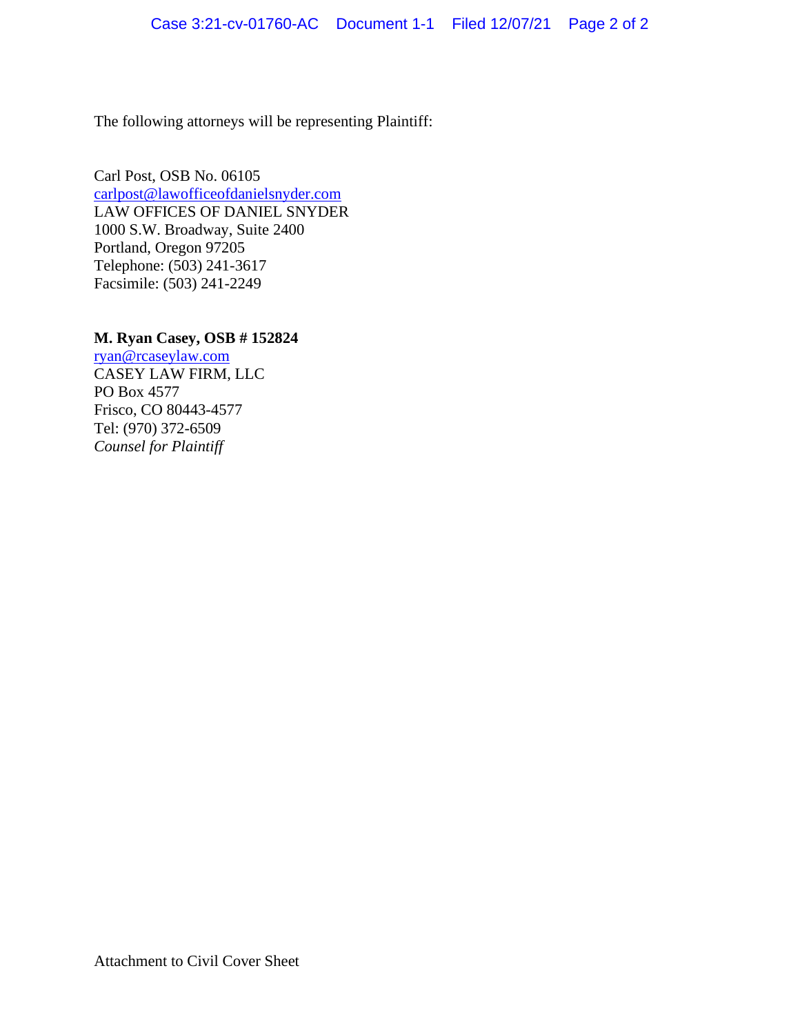The following attorneys will be representing Plaintiff:

Carl Post, OSB No. 06105
carlpost@lawofficeofdanielsnyder.com
LAW OFFICES OF DANIEL SNYDER
1000 S.W. Broadway, Suite 2400
Portland, Oregon 97205
Telephone: (503) 241-3617
Facsimile: (503) 241-2249

**M. Ryan Casey, OSB # 152824**
ryan@rcaseylaw.com
CASEY LAW FIRM, LLC
PO Box 4577
Frisco, CO 80443-4577
Tel: (970) 372-6509
*Counsel for Plaintiff*

Attachment to Civil Cover Sheet